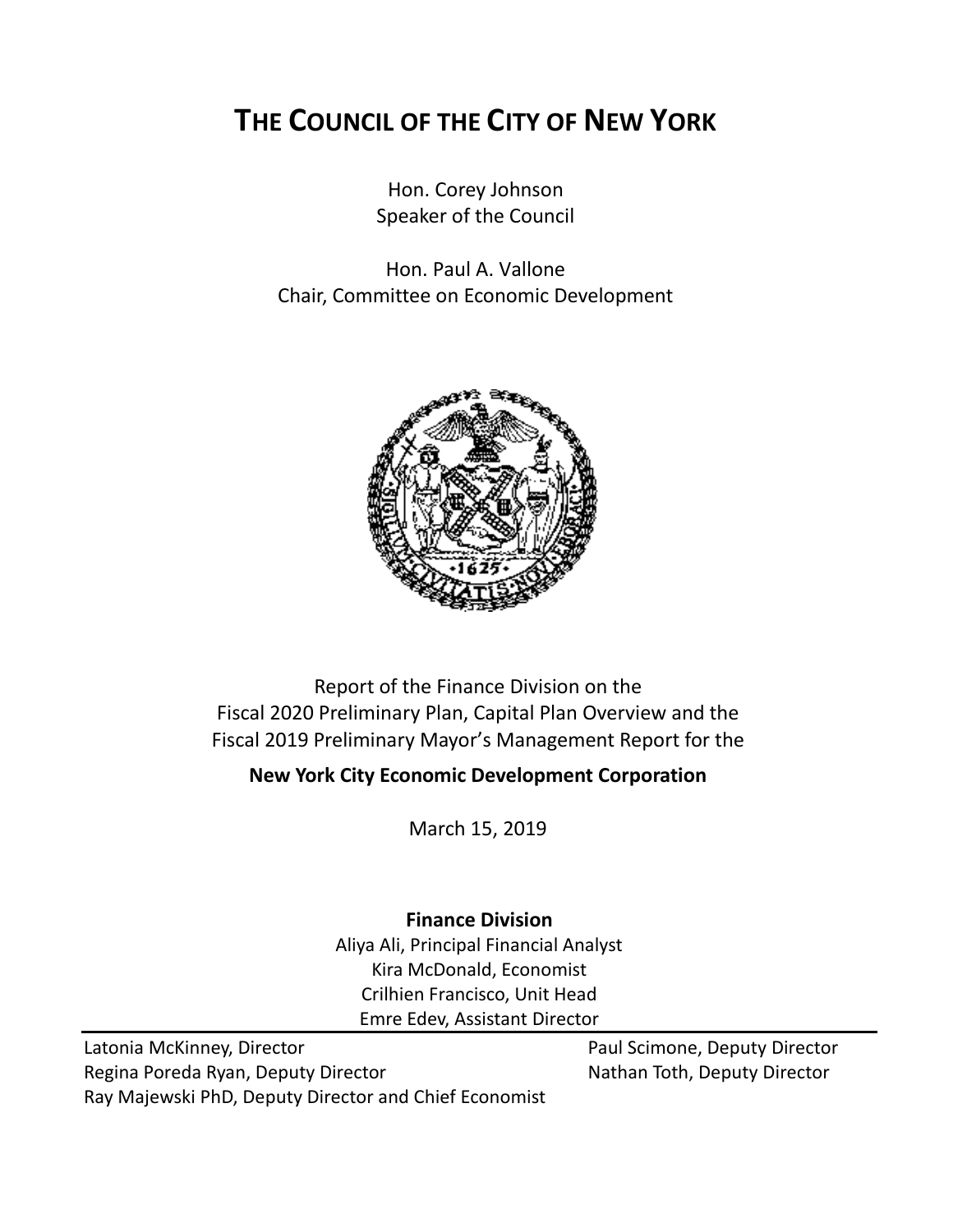# THE COUNCIL OF THE CITY OF NEW YORK

Hon. Corey Johnson
Speaker of the Council

Hon. Paul A. Vallone
Chair, Committee on Economic Development

Report of the Finance Division on the
Fiscal 2020 Preliminary Plan, Capital Plan Overview and the
Fiscal 2019 Preliminary Mayor's Management Report for the

**New York City Economic Development Corporation**

March 15, 2019

**Finance Division**

Aliya Ali, Principal Financial Analyst
Kira McDonald, Economist
Crilhien Francisco, Unit Head
Emre Edev, Assistant Director

---

Latonia McKinney, Director
Regina Poreda Ryan, Deputy Director
Ray Majewski PhD, Deputy Director and Chief Economist
Paul Scimone, Deputy Director
Nathan Toth, Deputy Director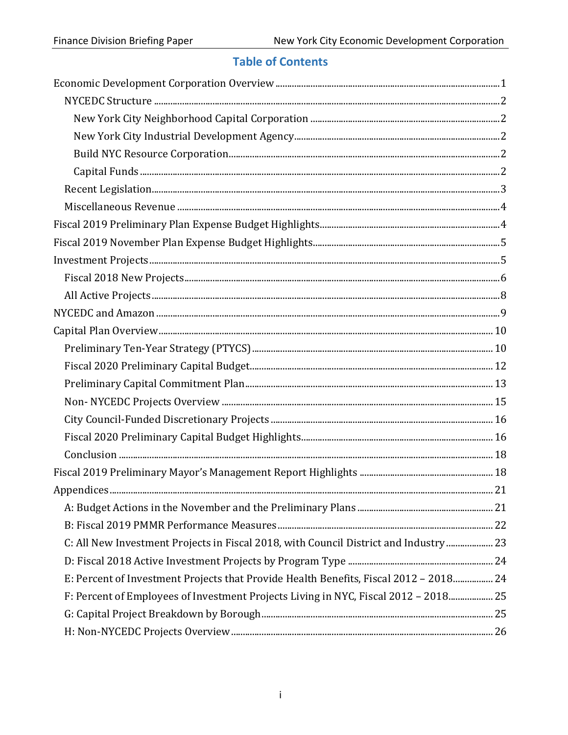## Table of Contents

- Economic Development Corporation Overview ... 1
  - NYCEDC Structure ... 2
    - New York City Neighborhood Capital Corporation ... 2
    - New York City Industrial Development Agency ... 2
    - Build NYC Resource Corporation ... 2
    - Capital Funds ... 2
  - Recent Legislation ... 3
  - Miscellaneous Revenue ... 4
- Fiscal 2019 Preliminary Plan Expense Budget Highlights ... 4
- Fiscal 2019 November Plan Expense Budget Highlights ... 5
- Investment Projects ... 5
  - Fiscal 2018 New Projects ... 6
  - All Active Projects ... 8
- NYCEDC and Amazon ... 9
- Capital Plan Overview ... 10
  - Preliminary Ten-Year Strategy (PTYCS) ... 10
  - Fiscal 2020 Preliminary Capital Budget ... 12
  - Preliminary Capital Commitment Plan ... 13
  - Non- NYCEDC Projects Overview ... 15
  - City Council-Funded Discretionary Projects ... 16
  - Fiscal 2020 Preliminary Capital Budget Highlights ... 16
  - Conclusion ... 18
- Fiscal 2019 Preliminary Mayor's Management Report Highlights ... 18
- Appendices ... 21
  - A: Budget Actions in the November and the Preliminary Plans ... 21
  - B: Fiscal 2019 PMMR Performance Measures ... 22
  - C: All New Investment Projects in Fiscal 2018, with Council District and Industry ... 23
  - D: Fiscal 2018 Active Investment Projects by Program Type ... 24
  - E: Percent of Investment Projects that Provide Health Benefits, Fiscal 2012 – 2018 ... 24
  - F: Percent of Employees of Investment Projects Living in NYC, Fiscal 2012 – 2018 ... 25
  - G: Capital Project Breakdown by Borough ... 25
  - H: Non-NYCEDC Projects Overview ... 26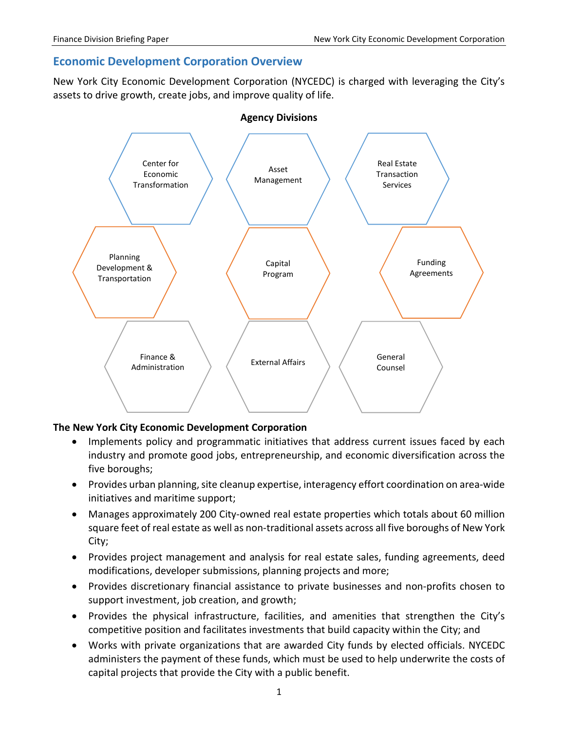## Economic Development Corporation Overview

New York City Economic Development Corporation (NYCEDC) is charged with leveraging the City's assets to drive growth, create jobs, and improve quality of life.

**Agency Divisions**

- Center for Economic Transformation
- Asset Management
- Real Estate Transaction Services
- Planning Development & Transportation
- Capital Program
- Funding Agreements
- Finance & Administration
- External Affairs
- General Counsel

**The New York City Economic Development Corporation**

- Implements policy and programmatic initiatives that address current issues faced by each industry and promote good jobs, entrepreneurship, and economic diversification across the five boroughs;
- Provides urban planning, site cleanup expertise, interagency effort coordination on area-wide initiatives and maritime support;
- Manages approximately 200 City-owned real estate properties which totals about 60 million square feet of real estate as well as non-traditional assets across all five boroughs of New York City;
- Provides project management and analysis for real estate sales, funding agreements, deed modifications, developer submissions, planning projects and more;
- Provides discretionary financial assistance to private businesses and non-profits chosen to support investment, job creation, and growth;
- Provides the physical infrastructure, facilities, and amenities that strengthen the City's competitive position and facilitates investments that build capacity within the City; and
- Works with private organizations that are awarded City funds by elected officials. NYCEDC administers the payment of these funds, which must be used to help underwrite the costs of capital projects that provide the City with a public benefit.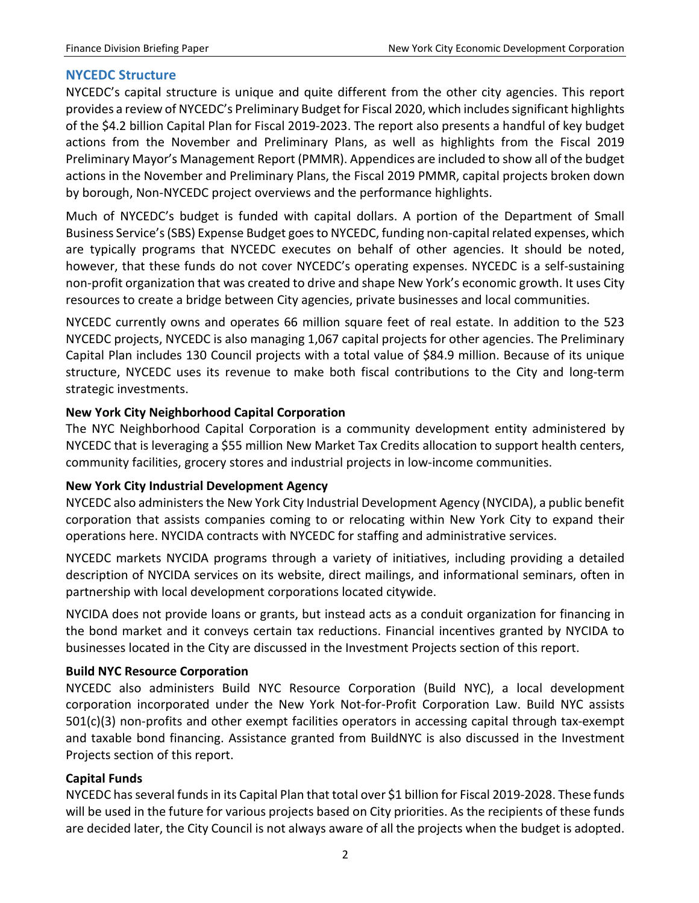## NYCEDC Structure

NYCEDC's capital structure is unique and quite different from the other city agencies. This report provides a review of NYCEDC's Preliminary Budget for Fiscal 2020, which includes significant highlights of the $4.2 billion Capital Plan for Fiscal 2019-2023. The report also presents a handful of key budget actions from the November and Preliminary Plans, as well as highlights from the Fiscal 2019 Preliminary Mayor's Management Report (PMMR). Appendices are included to show all of the budget actions in the November and Preliminary Plans, the Fiscal 2019 PMMR, capital projects broken down by borough, Non-NYCEDC project overviews and the performance highlights.

Much of NYCEDC's budget is funded with capital dollars. A portion of the Department of Small Business Service's (SBS) Expense Budget goes to NYCEDC, funding non-capital related expenses, which are typically programs that NYCEDC executes on behalf of other agencies. It should be noted, however, that these funds do not cover NYCEDC's operating expenses. NYCEDC is a self-sustaining non-profit organization that was created to drive and shape New York's economic growth. It uses City resources to create a bridge between City agencies, private businesses and local communities.

NYCEDC currently owns and operates 66 million square feet of real estate. In addition to the 523 NYCEDC projects, NYCEDC is also managing 1,067 capital projects for other agencies. The Preliminary Capital Plan includes 130 Council projects with a total value of $84.9 million. Because of its unique structure, NYCEDC uses its revenue to make both fiscal contributions to the City and long-term strategic investments.

### New York City Neighborhood Capital Corporation

The NYC Neighborhood Capital Corporation is a community development entity administered by NYCEDC that is leveraging a $55 million New Market Tax Credits allocation to support health centers, community facilities, grocery stores and industrial projects in low-income communities.

### New York City Industrial Development Agency

NYCEDC also administers the New York City Industrial Development Agency (NYCIDA), a public benefit corporation that assists companies coming to or relocating within New York City to expand their operations here. NYCIDA contracts with NYCEDC for staffing and administrative services.

NYCEDC markets NYCIDA programs through a variety of initiatives, including providing a detailed description of NYCIDA services on its website, direct mailings, and informational seminars, often in partnership with local development corporations located citywide.

NYCIDA does not provide loans or grants, but instead acts as a conduit organization for financing in the bond market and it conveys certain tax reductions. Financial incentives granted by NYCIDA to businesses located in the City are discussed in the Investment Projects section of this report.

### Build NYC Resource Corporation

NYCEDC also administers Build NYC Resource Corporation (Build NYC), a local development corporation incorporated under the New York Not-for-Profit Corporation Law. Build NYC assists 501(c)(3) non-profits and other exempt facilities operators in accessing capital through tax-exempt and taxable bond financing. Assistance granted from BuildNYC is also discussed in the Investment Projects section of this report.

### Capital Funds

NYCEDC has several funds in its Capital Plan that total over $1 billion for Fiscal 2019-2028. These funds will be used in the future for various projects based on City priorities. As the recipients of these funds are decided later, the City Council is not always aware of all the projects when the budget is adopted.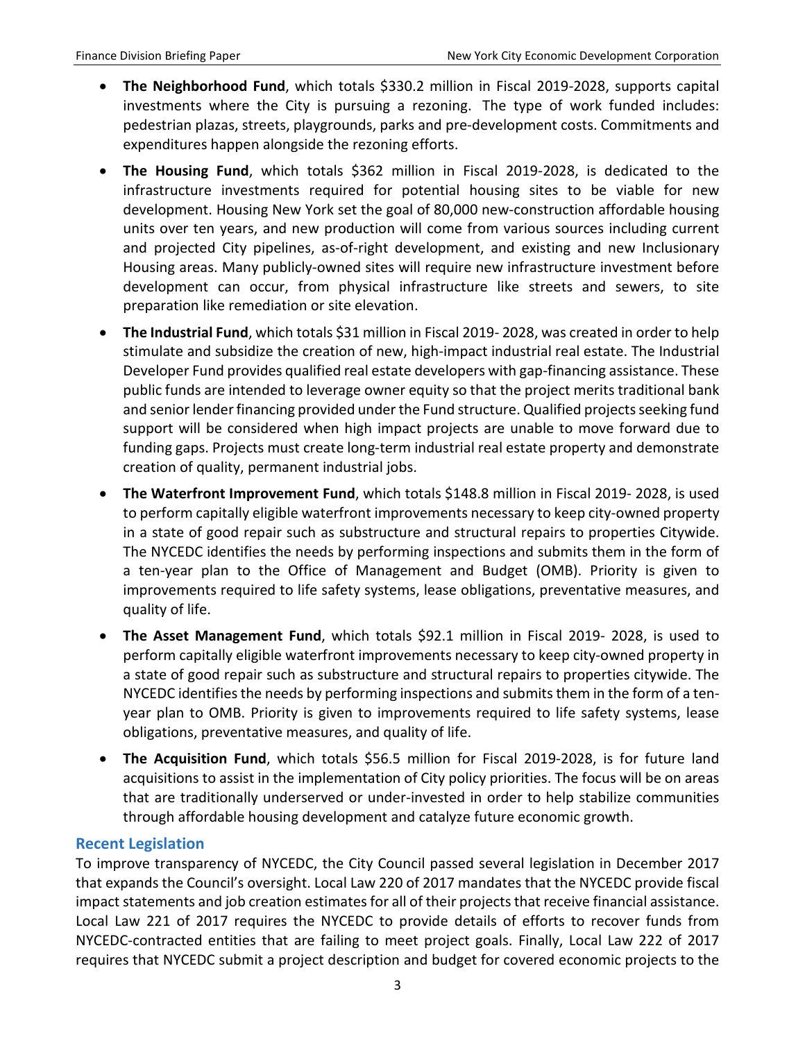- **The Neighborhood Fund**, which totals $330.2 million in Fiscal 2019-2028, supports capital investments where the City is pursuing a rezoning. The type of work funded includes: pedestrian plazas, streets, playgrounds, parks and pre-development costs. Commitments and expenditures happen alongside the rezoning efforts.
- **The Housing Fund**, which totals $362 million in Fiscal 2019-2028, is dedicated to the infrastructure investments required for potential housing sites to be viable for new development. Housing New York set the goal of 80,000 new-construction affordable housing units over ten years, and new production will come from various sources including current and projected City pipelines, as-of-right development, and existing and new Inclusionary Housing areas. Many publicly-owned sites will require new infrastructure investment before development can occur, from physical infrastructure like streets and sewers, to site preparation like remediation or site elevation.
- **The Industrial Fund**, which totals $31 million in Fiscal 2019- 2028, was created in order to help stimulate and subsidize the creation of new, high-impact industrial real estate. The Industrial Developer Fund provides qualified real estate developers with gap-financing assistance. These public funds are intended to leverage owner equity so that the project merits traditional bank and senior lender financing provided under the Fund structure. Qualified projects seeking fund support will be considered when high impact projects are unable to move forward due to funding gaps. Projects must create long-term industrial real estate property and demonstrate creation of quality, permanent industrial jobs.
- **The Waterfront Improvement Fund**, which totals $148.8 million in Fiscal 2019- 2028, is used to perform capitally eligible waterfront improvements necessary to keep city-owned property in a state of good repair such as substructure and structural repairs to properties Citywide. The NYCEDC identifies the needs by performing inspections and submits them in the form of a ten-year plan to the Office of Management and Budget (OMB). Priority is given to improvements required to life safety systems, lease obligations, preventative measures, and quality of life.
- **The Asset Management Fund**, which totals $92.1 million in Fiscal 2019- 2028, is used to perform capitally eligible waterfront improvements necessary to keep city-owned property in a state of good repair such as substructure and structural repairs to properties citywide. The NYCEDC identifies the needs by performing inspections and submits them in the form of a ten-year plan to OMB. Priority is given to improvements required to life safety systems, lease obligations, preventative measures, and quality of life.
- **The Acquisition Fund**, which totals $56.5 million for Fiscal 2019-2028, is for future land acquisitions to assist in the implementation of City policy priorities. The focus will be on areas that are traditionally underserved or under-invested in order to help stabilize communities through affordable housing development and catalyze future economic growth.

## Recent Legislation

To improve transparency of NYCEDC, the City Council passed several legislation in December 2017 that expands the Council's oversight. Local Law 220 of 2017 mandates that the NYCEDC provide fiscal impact statements and job creation estimates for all of their projects that receive financial assistance. Local Law 221 of 2017 requires the NYCEDC to provide details of efforts to recover funds from NYCEDC-contracted entities that are failing to meet project goals. Finally, Local Law 222 of 2017 requires that NYCEDC submit a project description and budget for covered economic projects to the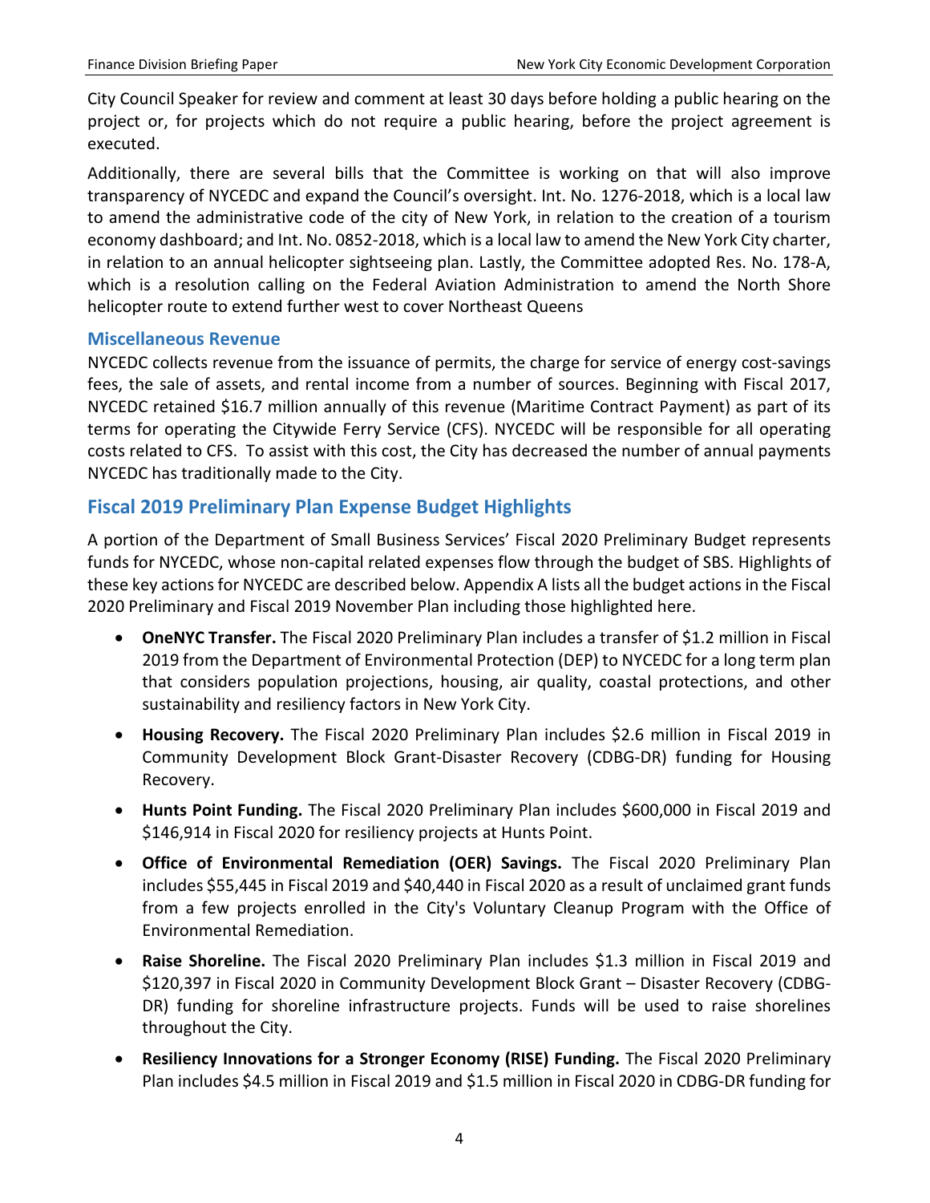City Council Speaker for review and comment at least 30 days before holding a public hearing on the project or, for projects which do not require a public hearing, before the project agreement is executed.

Additionally, there are several bills that the Committee is working on that will also improve transparency of NYCEDC and expand the Council's oversight. Int. No. 1276-2018, which is a local law to amend the administrative code of the city of New York, in relation to the creation of a tourism economy dashboard; and Int. No. 0852-2018, which is a local law to amend the New York City charter, in relation to an annual helicopter sightseeing plan. Lastly, the Committee adopted Res. No. 178-A, which is a resolution calling on the Federal Aviation Administration to amend the North Shore helicopter route to extend further west to cover Northeast Queens

### Miscellaneous Revenue

NYCEDC collects revenue from the issuance of permits, the charge for service of energy cost-savings fees, the sale of assets, and rental income from a number of sources. Beginning with Fiscal 2017, NYCEDC retained $16.7 million annually of this revenue (Maritime Contract Payment) as part of its terms for operating the Citywide Ferry Service (CFS). NYCEDC will be responsible for all operating costs related to CFS. To assist with this cost, the City has decreased the number of annual payments NYCEDC has traditionally made to the City.

## Fiscal 2019 Preliminary Plan Expense Budget Highlights

A portion of the Department of Small Business Services' Fiscal 2020 Preliminary Budget represents funds for NYCEDC, whose non-capital related expenses flow through the budget of SBS. Highlights of these key actions for NYCEDC are described below. Appendix A lists all the budget actions in the Fiscal 2020 Preliminary and Fiscal 2019 November Plan including those highlighted here.

- **OneNYC Transfer.** The Fiscal 2020 Preliminary Plan includes a transfer of $1.2 million in Fiscal 2019 from the Department of Environmental Protection (DEP) to NYCEDC for a long term plan that considers population projections, housing, air quality, coastal protections, and other sustainability and resiliency factors in New York City.
- **Housing Recovery.** The Fiscal 2020 Preliminary Plan includes $2.6 million in Fiscal 2019 in Community Development Block Grant-Disaster Recovery (CDBG-DR) funding for Housing Recovery.
- **Hunts Point Funding.** The Fiscal 2020 Preliminary Plan includes $600,000 in Fiscal 2019 and $146,914 in Fiscal 2020 for resiliency projects at Hunts Point.
- **Office of Environmental Remediation (OER) Savings.** The Fiscal 2020 Preliminary Plan includes $55,445 in Fiscal 2019 and $40,440 in Fiscal 2020 as a result of unclaimed grant funds from a few projects enrolled in the City's Voluntary Cleanup Program with the Office of Environmental Remediation.
- **Raise Shoreline.** The Fiscal 2020 Preliminary Plan includes $1.3 million in Fiscal 2019 and $120,397 in Fiscal 2020 in Community Development Block Grant – Disaster Recovery (CDBG-DR) funding for shoreline infrastructure projects. Funds will be used to raise shorelines throughout the City.
- **Resiliency Innovations for a Stronger Economy (RISE) Funding.** The Fiscal 2020 Preliminary Plan includes $4.5 million in Fiscal 2019 and $1.5 million in Fiscal 2020 in CDBG-DR funding for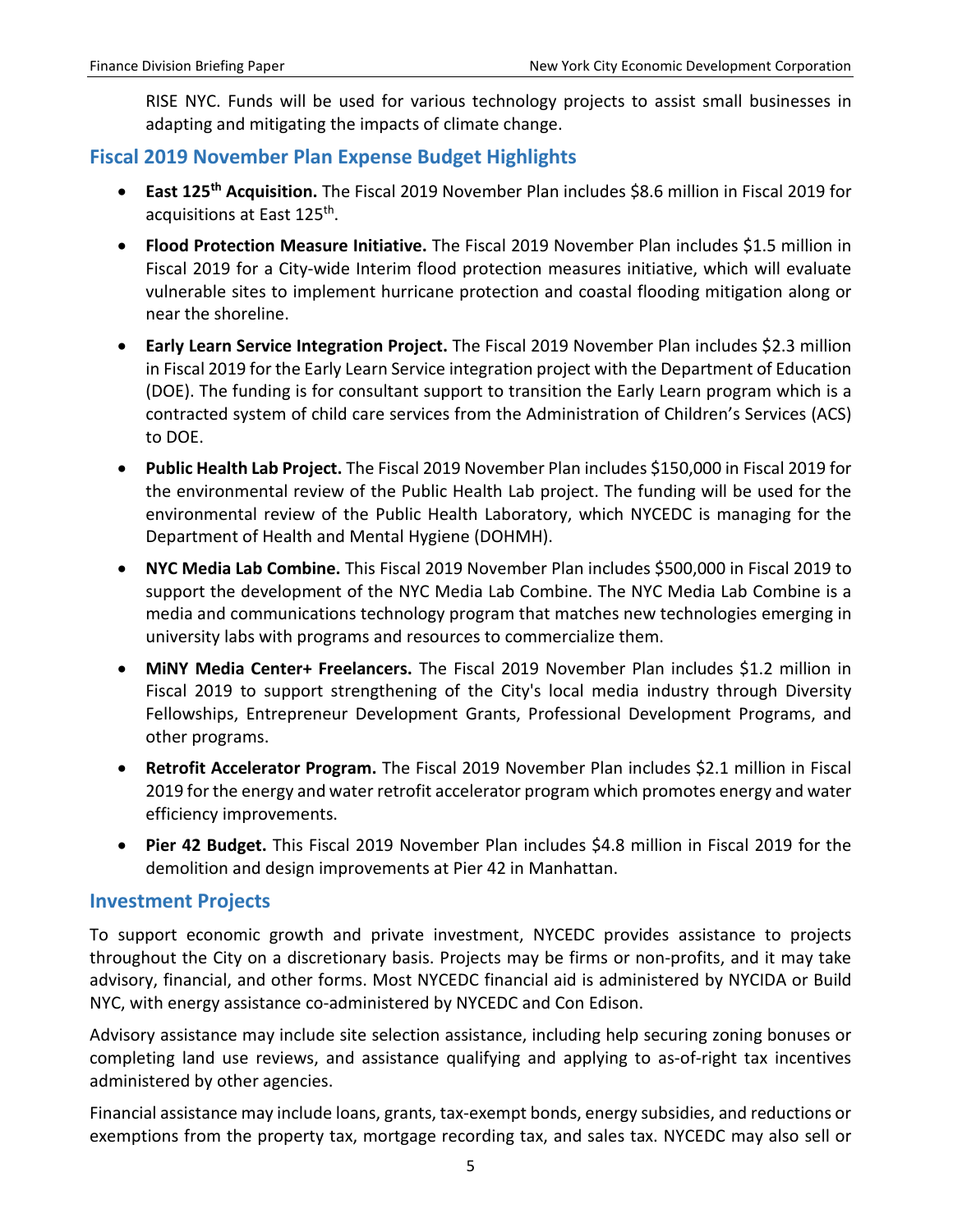RISE NYC. Funds will be used for various technology projects to assist small businesses in adapting and mitigating the impacts of climate change.

## Fiscal 2019 November Plan Expense Budget Highlights

- **East 125th Acquisition.** The Fiscal 2019 November Plan includes $8.6 million in Fiscal 2019 for acquisitions at East 125th.
- **Flood Protection Measure Initiative.** The Fiscal 2019 November Plan includes $1.5 million in Fiscal 2019 for a City-wide Interim flood protection measures initiative, which will evaluate vulnerable sites to implement hurricane protection and coastal flooding mitigation along or near the shoreline.
- **Early Learn Service Integration Project.** The Fiscal 2019 November Plan includes $2.3 million in Fiscal 2019 for the Early Learn Service integration project with the Department of Education (DOE). The funding is for consultant support to transition the Early Learn program which is a contracted system of child care services from the Administration of Children's Services (ACS) to DOE.
- **Public Health Lab Project.** The Fiscal 2019 November Plan includes $150,000 in Fiscal 2019 for the environmental review of the Public Health Lab project. The funding will be used for the environmental review of the Public Health Laboratory, which NYCEDC is managing for the Department of Health and Mental Hygiene (DOHMH).
- **NYC Media Lab Combine.** This Fiscal 2019 November Plan includes $500,000 in Fiscal 2019 to support the development of the NYC Media Lab Combine. The NYC Media Lab Combine is a media and communications technology program that matches new technologies emerging in university labs with programs and resources to commercialize them.
- **MiNY Media Center+ Freelancers.** The Fiscal 2019 November Plan includes $1.2 million in Fiscal 2019 to support strengthening of the City's local media industry through Diversity Fellowships, Entrepreneur Development Grants, Professional Development Programs, and other programs.
- **Retrofit Accelerator Program.** The Fiscal 2019 November Plan includes $2.1 million in Fiscal 2019 for the energy and water retrofit accelerator program which promotes energy and water efficiency improvements.
- **Pier 42 Budget.** This Fiscal 2019 November Plan includes $4.8 million in Fiscal 2019 for the demolition and design improvements at Pier 42 in Manhattan.

## Investment Projects

To support economic growth and private investment, NYCEDC provides assistance to projects throughout the City on a discretionary basis. Projects may be firms or non-profits, and it may take advisory, financial, and other forms. Most NYCEDC financial aid is administered by NYCIDA or Build NYC, with energy assistance co-administered by NYCEDC and Con Edison.

Advisory assistance may include site selection assistance, including help securing zoning bonuses or completing land use reviews, and assistance qualifying and applying to as-of-right tax incentives administered by other agencies.

Financial assistance may include loans, grants, tax-exempt bonds, energy subsidies, and reductions or exemptions from the property tax, mortgage recording tax, and sales tax. NYCEDC may also sell or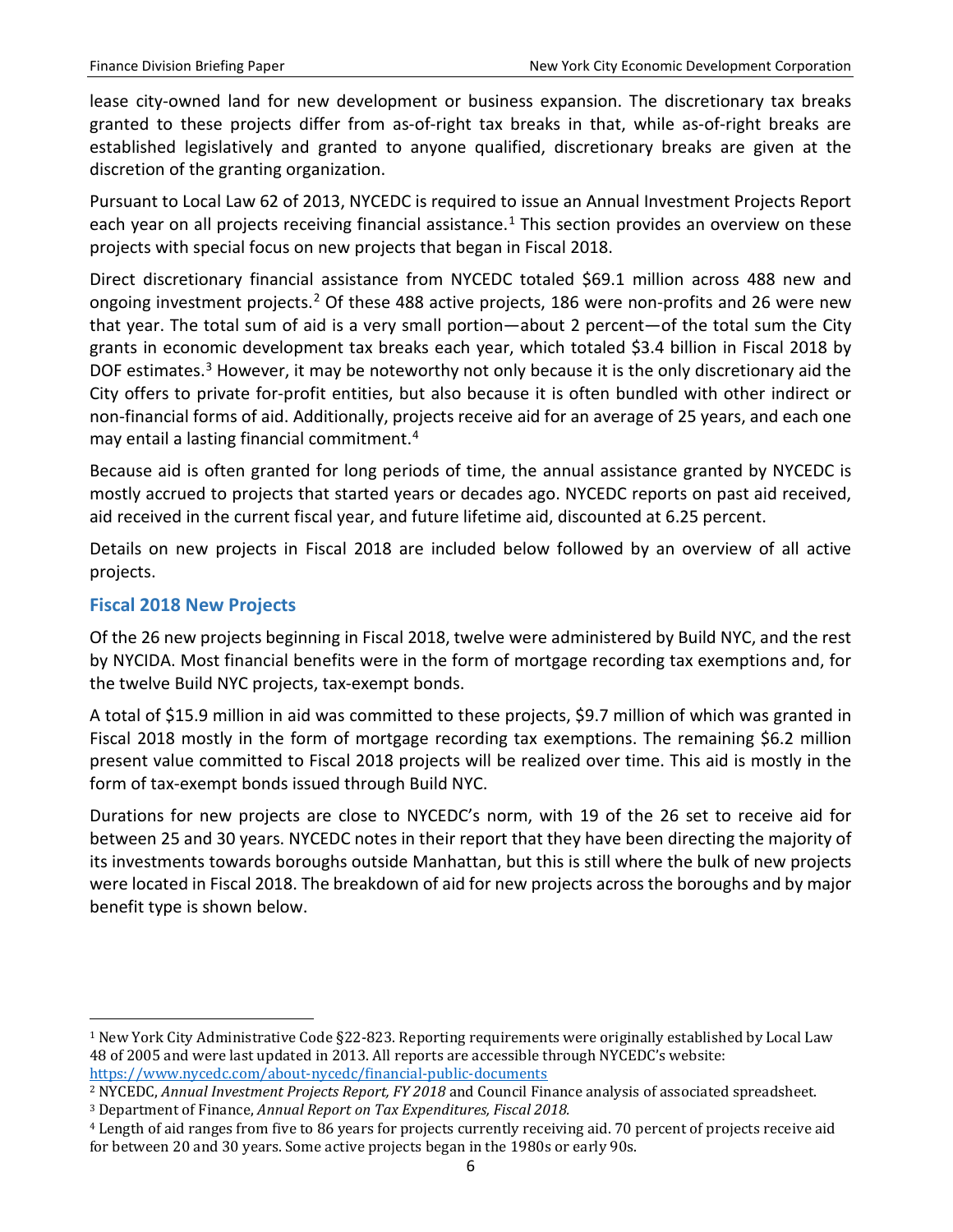lease city-owned land for new development or business expansion. The discretionary tax breaks granted to these projects differ from as-of-right tax breaks in that, while as-of-right breaks are established legislatively and granted to anyone qualified, discretionary breaks are given at the discretion of the granting organization.

Pursuant to Local Law 62 of 2013, NYCEDC is required to issue an Annual Investment Projects Report each year on all projects receiving financial assistance.[1] This section provides an overview on these projects with special focus on new projects that began in Fiscal 2018.

Direct discretionary financial assistance from NYCEDC totaled $69.1 million across 488 new and ongoing investment projects.[2] Of these 488 active projects, 186 were non-profits and 26 were new that year. The total sum of aid is a very small portion—about 2 percent—of the total sum the City grants in economic development tax breaks each year, which totaled $3.4 billion in Fiscal 2018 by DOF estimates.[3] However, it may be noteworthy not only because it is the only discretionary aid the City offers to private for-profit entities, but also because it is often bundled with other indirect or non-financial forms of aid. Additionally, projects receive aid for an average of 25 years, and each one may entail a lasting financial commitment.[4]

Because aid is often granted for long periods of time, the annual assistance granted by NYCEDC is mostly accrued to projects that started years or decades ago. NYCEDC reports on past aid received, aid received in the current fiscal year, and future lifetime aid, discounted at 6.25 percent.

Details on new projects in Fiscal 2018 are included below followed by an overview of all active projects.

## Fiscal 2018 New Projects

Of the 26 new projects beginning in Fiscal 2018, twelve were administered by Build NYC, and the rest by NYCIDA. Most financial benefits were in the form of mortgage recording tax exemptions and, for the twelve Build NYC projects, tax-exempt bonds.

A total of $15.9 million in aid was committed to these projects, $9.7 million of which was granted in Fiscal 2018 mostly in the form of mortgage recording tax exemptions. The remaining $6.2 million present value committed to Fiscal 2018 projects will be realized over time. This aid is mostly in the form of tax-exempt bonds issued through Build NYC.

Durations for new projects are close to NYCEDC's norm, with 19 of the 26 set to receive aid for between 25 and 30 years. NYCEDC notes in their report that they have been directing the majority of its investments towards boroughs outside Manhattan, but this is still where the bulk of new projects were located in Fiscal 2018. The breakdown of aid for new projects across the boroughs and by major benefit type is shown below.

---

[1] New York City Administrative Code §22-823. Reporting requirements were originally established by Local Law 48 of 2005 and were last updated in 2013. All reports are accessible through NYCEDC's website: https://www.nycedc.com/about-nycedc/financial-public-documents

[2] NYCEDC, *Annual Investment Projects Report, FY 2018* and Council Finance analysis of associated spreadsheet.

[3] Department of Finance, *Annual Report on Tax Expenditures, Fiscal 2018.*

[4] Length of aid ranges from five to 86 years for projects currently receiving aid. 70 percent of projects receive aid for between 20 and 30 years. Some active projects began in the 1980s or early 90s.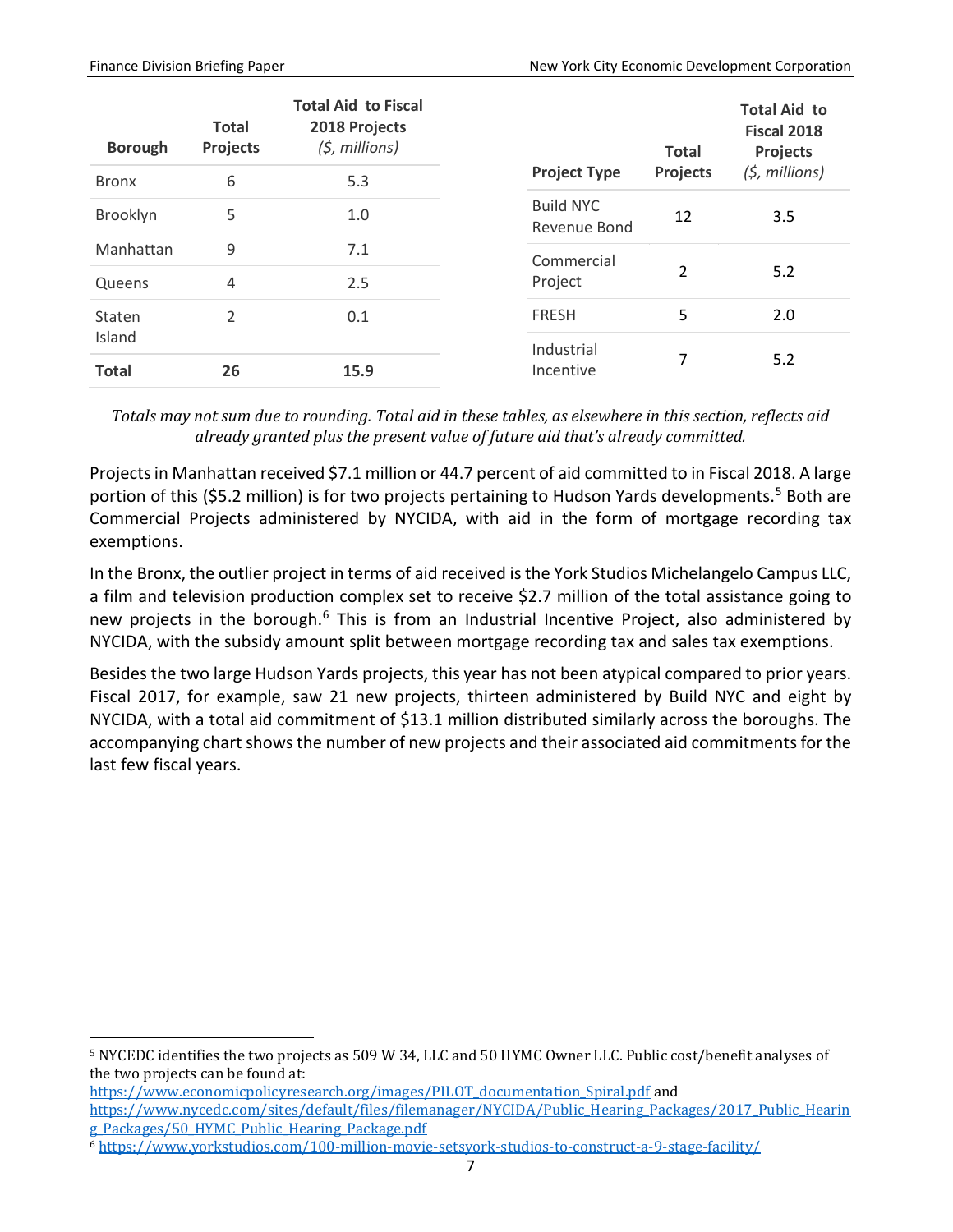| Borough | Total Projects | Total Aid to Fiscal 2018 Projects *($, millions)* |
|---|---|---|
| Bronx | 6 | 5.3 |
| Brooklyn | 5 | 1.0 |
| Manhattan | 9 | 7.1 |
| Queens | 4 | 2.5 |
| Staten Island | 2 | 0.1 |
| **Total** | **26** | **15.9** |

| Project Type | Total Projects | Total Aid to Fiscal 2018 Projects *($, millions)* |
|---|---|---|
| Build NYC Revenue Bond | 12 | 3.5 |
| Commercial Project | 2 | 5.2 |
| FRESH | 5 | 2.0 |
| Industrial Incentive | 7 | 5.2 |

*Totals may not sum due to rounding. Total aid in these tables, as elsewhere in this section, reflects aid already granted plus the present value of future aid that's already committed.*

Projects in Manhattan received $7.1 million or 44.7 percent of aid committed to in Fiscal 2018. A large portion of this ($5.2 million) is for two projects pertaining to Hudson Yards developments.[5] Both are Commercial Projects administered by NYCIDA, with aid in the form of mortgage recording tax exemptions.

In the Bronx, the outlier project in terms of aid received is the York Studios Michelangelo Campus LLC, a film and television production complex set to receive $2.7 million of the total assistance going to new projects in the borough.[6] This is from an Industrial Incentive Project, also administered by NYCIDA, with the subsidy amount split between mortgage recording tax and sales tax exemptions.

Besides the two large Hudson Yards projects, this year has not been atypical compared to prior years. Fiscal 2017, for example, saw 21 new projects, thirteen administered by Build NYC and eight by NYCIDA, with a total aid commitment of $13.1 million distributed similarly across the boroughs. The accompanying chart shows the number of new projects and their associated aid commitments for the last few fiscal years.

---

[5] NYCEDC identifies the two projects as 509 W 34, LLC and 50 HYMC Owner LLC. Public cost/benefit analyses of the two projects can be found at:
https://www.economicpolicyresearch.org/images/PILOT_documentation_Spiral.pdf and
https://www.nycedc.com/sites/default/files/filemanager/NYCIDA/Public_Hearing_Packages/2017_Public_Hearing_Packages/50_HYMC_Public_Hearing_Package.pdf

[6] https://www.yorkstudios.com/100-million-movie-setsyork-studios-to-construct-a-9-stage-facility/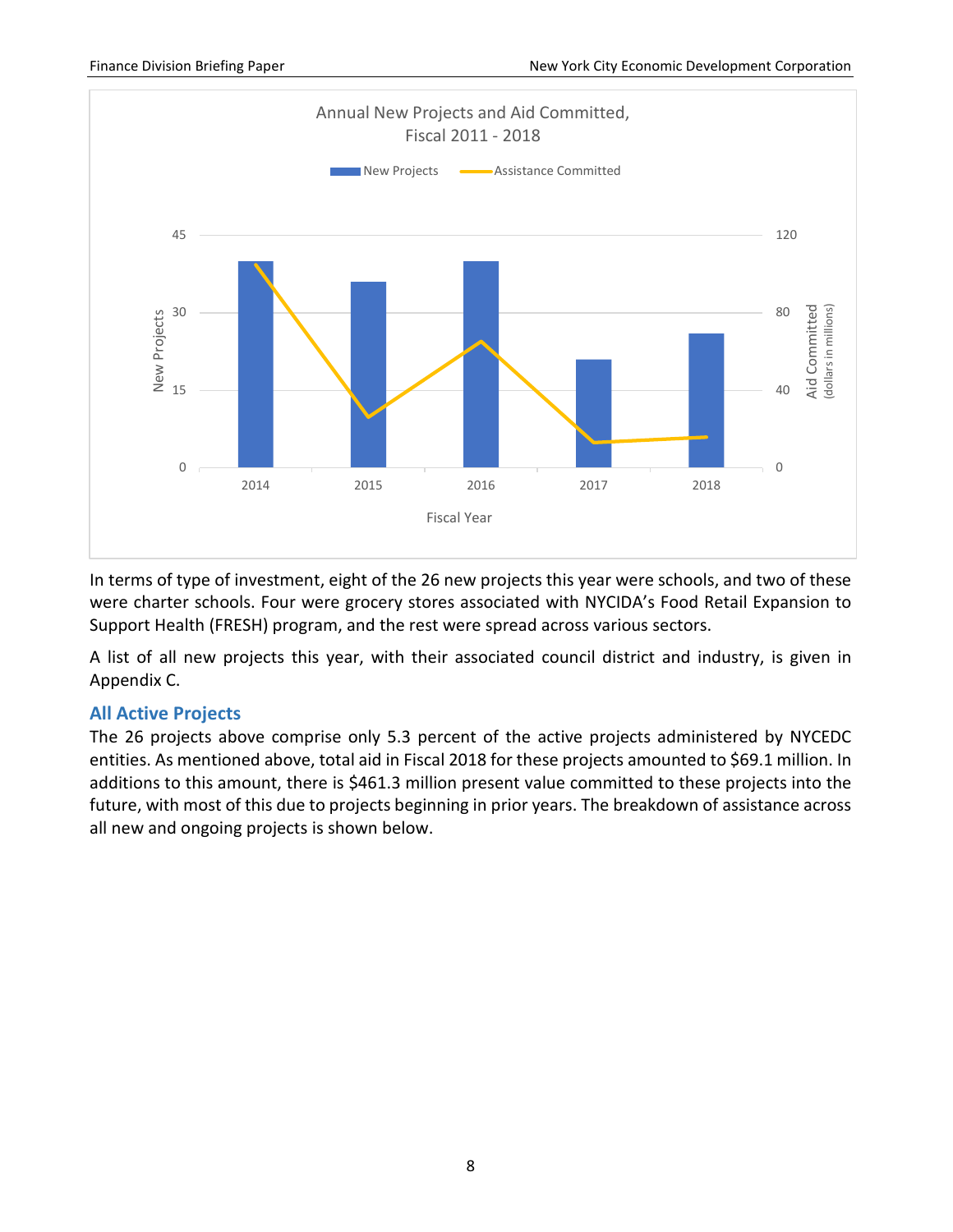Annual New Projects and Aid Committed, Fiscal 2011 - 2018

In terms of type of investment, eight of the 26 new projects this year were schools, and two of these were charter schools. Four were grocery stores associated with NYCIDA's Food Retail Expansion to Support Health (FRESH) program, and the rest were spread across various sectors.

A list of all new projects this year, with their associated council district and industry, is given in Appendix C.

### All Active Projects

The 26 projects above comprise only 5.3 percent of the active projects administered by NYCEDC entities. As mentioned above, total aid in Fiscal 2018 for these projects amounted to $69.1 million. In additions to this amount, there is $461.3 million present value committed to these projects into the future, with most of this due to projects beginning in prior years. The breakdown of assistance across all new and ongoing projects is shown below.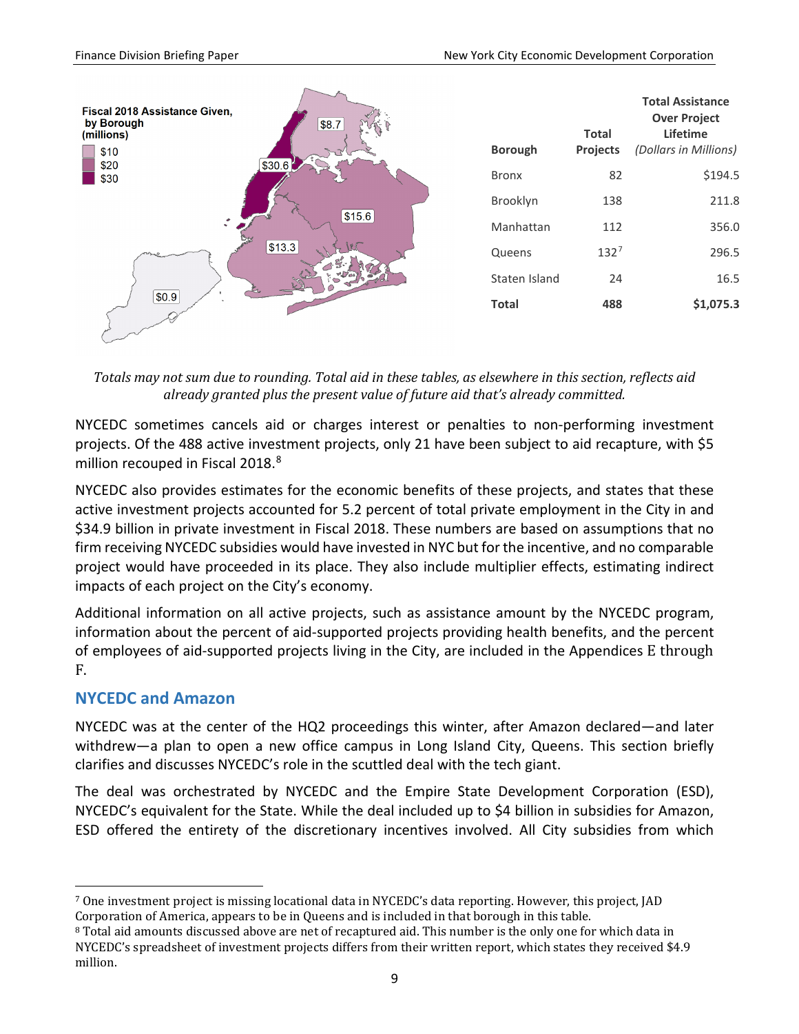Fiscal 2018 Assistance Given, by Borough (millions)

| Borough | Total Projects | Total Assistance Over Project Lifetime *(Dollars in Millions)* |
|---|---|---|
| Bronx | 82 | $194.5 |
| Brooklyn | 138 | 211.8 |
| Manhattan | 112 | 356.0 |
| Queens | 132[7] | 296.5 |
| Staten Island | 24 | 16.5 |
| **Total** | **488** | **$1,075.3** |

*Totals may not sum due to rounding. Total aid in these tables, as elsewhere in this section, reflects aid already granted plus the present value of future aid that's already committed.*

NYCEDC sometimes cancels aid or charges interest or penalties to non-performing investment projects. Of the 488 active investment projects, only 21 have been subject to aid recapture, with $5 million recouped in Fiscal 2018.[8]

NYCEDC also provides estimates for the economic benefits of these projects, and states that these active investment projects accounted for 5.2 percent of total private employment in the City in and $34.9 billion in private investment in Fiscal 2018. These numbers are based on assumptions that no firm receiving NYCEDC subsidies would have invested in NYC but for the incentive, and no comparable project would have proceeded in its place. They also include multiplier effects, estimating indirect impacts of each project on the City's economy.

Additional information on all active projects, such as assistance amount by the NYCEDC program, information about the percent of aid-supported projects providing health benefits, and the percent of employees of aid-supported projects living in the City, are included in the Appendices E through F.

## NYCEDC and Amazon

NYCEDC was at the center of the HQ2 proceedings this winter, after Amazon declared—and later withdrew—a plan to open a new office campus in Long Island City, Queens. This section briefly clarifies and discusses NYCEDC's role in the scuttled deal with the tech giant.

The deal was orchestrated by NYCEDC and the Empire State Development Corporation (ESD), NYCEDC's equivalent for the State. While the deal included up to $4 billion in subsidies for Amazon, ESD offered the entirety of the discretionary incentives involved. All City subsidies from which

[7] One investment project is missing locational data in NYCEDC's data reporting. However, this project, JAD Corporation of America, appears to be in Queens and is included in that borough in this table.

[8] Total aid amounts discussed above are net of recaptured aid. This number is the only one for which data in NYCEDC's spreadsheet of investment projects differs from their written report, which states they received $4.9 million.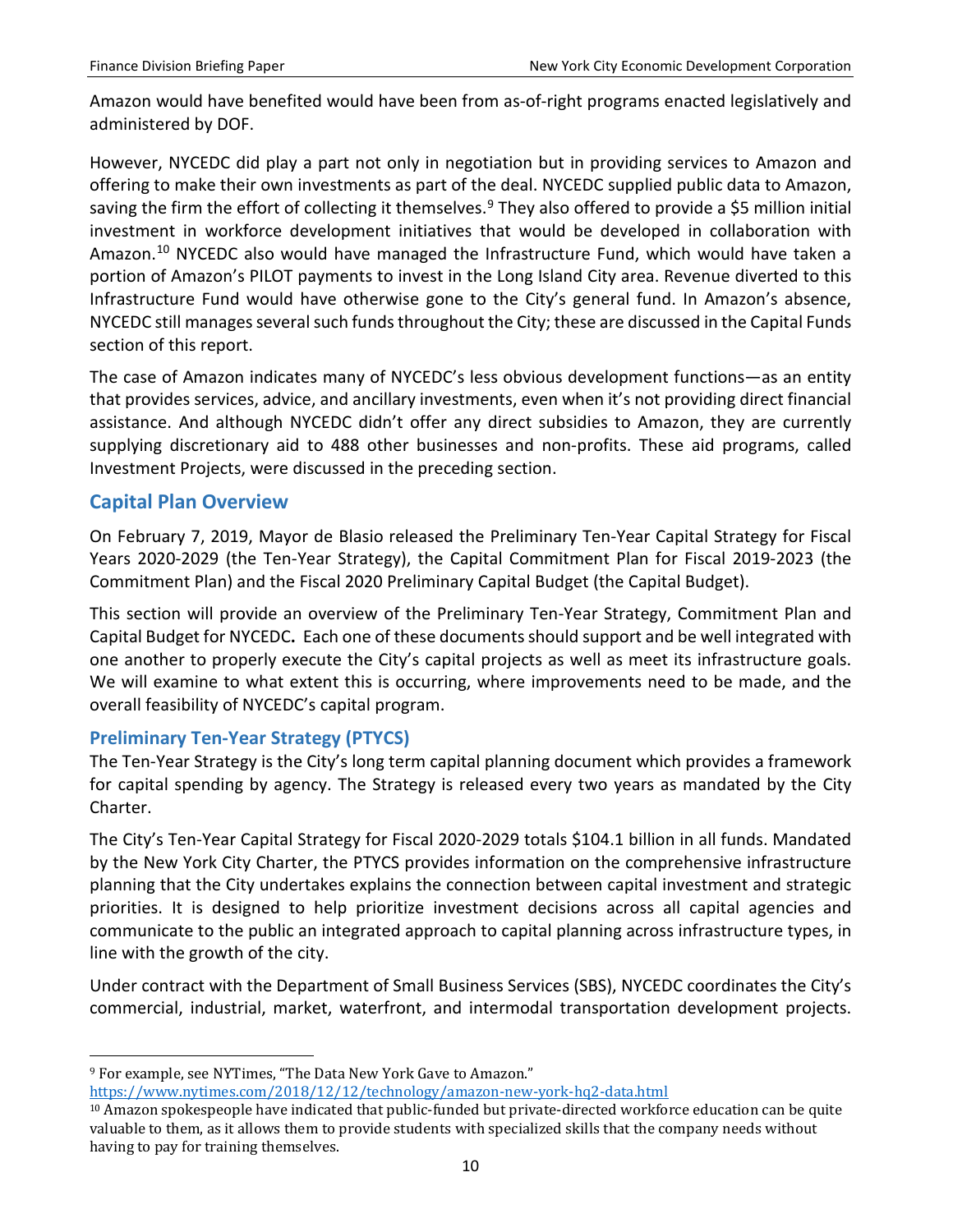Amazon would have benefited would have been from as-of-right programs enacted legislatively and administered by DOF.

However, NYCEDC did play a part not only in negotiation but in providing services to Amazon and offering to make their own investments as part of the deal. NYCEDC supplied public data to Amazon, saving the firm the effort of collecting it themselves.[9] They also offered to provide a $5 million initial investment in workforce development initiatives that would be developed in collaboration with Amazon.[10] NYCEDC also would have managed the Infrastructure Fund, which would have taken a portion of Amazon's PILOT payments to invest in the Long Island City area. Revenue diverted to this Infrastructure Fund would have otherwise gone to the City's general fund. In Amazon's absence, NYCEDC still manages several such funds throughout the City; these are discussed in the Capital Funds section of this report.

The case of Amazon indicates many of NYCEDC's less obvious development functions—as an entity that provides services, advice, and ancillary investments, even when it's not providing direct financial assistance. And although NYCEDC didn't offer any direct subsidies to Amazon, they are currently supplying discretionary aid to 488 other businesses and non-profits. These aid programs, called Investment Projects, were discussed in the preceding section.

## Capital Plan Overview

On February 7, 2019, Mayor de Blasio released the Preliminary Ten-Year Capital Strategy for Fiscal Years 2020-2029 (the Ten-Year Strategy), the Capital Commitment Plan for Fiscal 2019-2023 (the Commitment Plan) and the Fiscal 2020 Preliminary Capital Budget (the Capital Budget).

This section will provide an overview of the Preliminary Ten-Year Strategy, Commitment Plan and Capital Budget for NYCEDC**.** Each one of these documents should support and be well integrated with one another to properly execute the City's capital projects as well as meet its infrastructure goals. We will examine to what extent this is occurring, where improvements need to be made, and the overall feasibility of NYCEDC's capital program.

### Preliminary Ten-Year Strategy (PTYCS)

The Ten-Year Strategy is the City's long term capital planning document which provides a framework for capital spending by agency. The Strategy is released every two years as mandated by the City Charter.

The City's Ten-Year Capital Strategy for Fiscal 2020-2029 totals $104.1 billion in all funds. Mandated by the New York City Charter, the PTYCS provides information on the comprehensive infrastructure planning that the City undertakes explains the connection between capital investment and strategic priorities. It is designed to help prioritize investment decisions across all capital agencies and communicate to the public an integrated approach to capital planning across infrastructure types, in line with the growth of the city.

Under contract with the Department of Small Business Services (SBS), NYCEDC coordinates the City's commercial, industrial, market, waterfront, and intermodal transportation development projects.

[9] For example, see NYTimes, "The Data New York Gave to Amazon." https://www.nytimes.com/2018/12/12/technology/amazon-new-york-hq2-data.html

[10] Amazon spokespeople have indicated that public-funded but private-directed workforce education can be quite valuable to them, as it allows them to provide students with specialized skills that the company needs without having to pay for training themselves.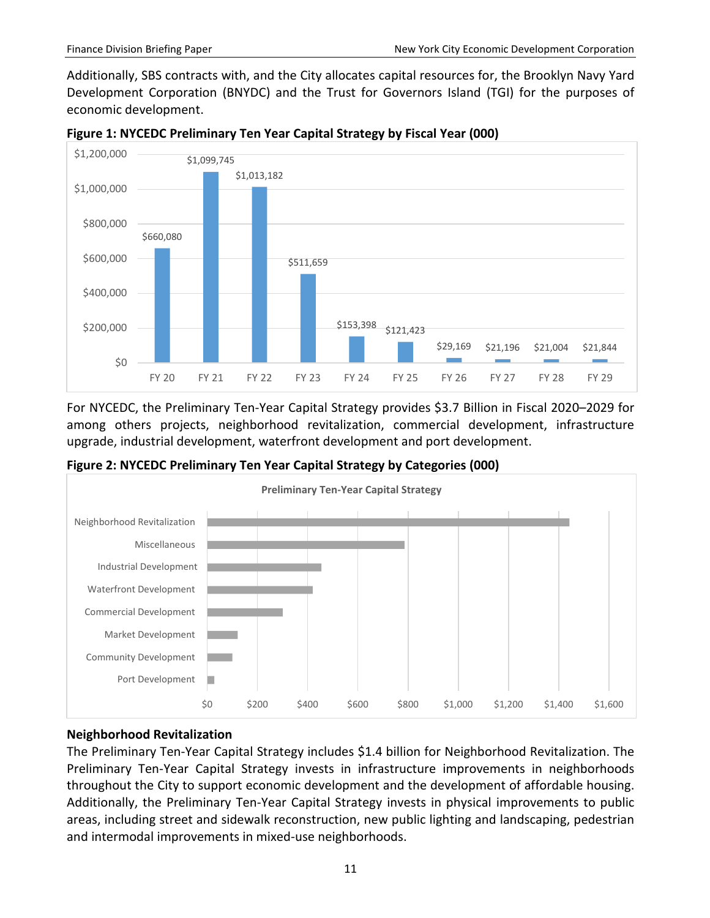Additionally, SBS contracts with, and the City allocates capital resources for, the Brooklyn Navy Yard Development Corporation (BNYDC) and the Trust for Governors Island (TGI) for the purposes of economic development.

**Figure 1: NYCEDC Preliminary Ten Year Capital Strategy by Fiscal Year (000)**

| Fiscal Year | Amount |
|---|---|
| FY 20 | $660,080 |
| FY 21 | $1,099,745 |
| FY 22 | $1,013,182 |
| FY 23 | $511,659 |
| FY 24 | $153,398 |
| FY 25 | $121,423 |
| FY 26 | $29,169 |
| FY 27 | $21,196 |
| FY 28 | $21,004 |
| FY 29 | $21,844 |

For NYCEDC, the Preliminary Ten-Year Capital Strategy provides $3.7 Billion in Fiscal 2020–2029 for among others projects, neighborhood revitalization, commercial development, infrastructure upgrade, industrial development, waterfront development and port development.

**Figure 2: NYCEDC Preliminary Ten Year Capital Strategy by Categories (000)**

Preliminary Ten-Year Capital Strategy

- Neighborhood Revitalization
- Miscellaneous
- Industrial Development
- Waterfront Development
- Commercial Development
- Market Development
- Community Development
- Port Development

## Neighborhood Revitalization

The Preliminary Ten-Year Capital Strategy includes $1.4 billion for Neighborhood Revitalization. The Preliminary Ten-Year Capital Strategy invests in infrastructure improvements in neighborhoods throughout the City to support economic development and the development of affordable housing. Additionally, the Preliminary Ten-Year Capital Strategy invests in physical improvements to public areas, including street and sidewalk reconstruction, new public lighting and landscaping, pedestrian and intermodal improvements in mixed-use neighborhoods.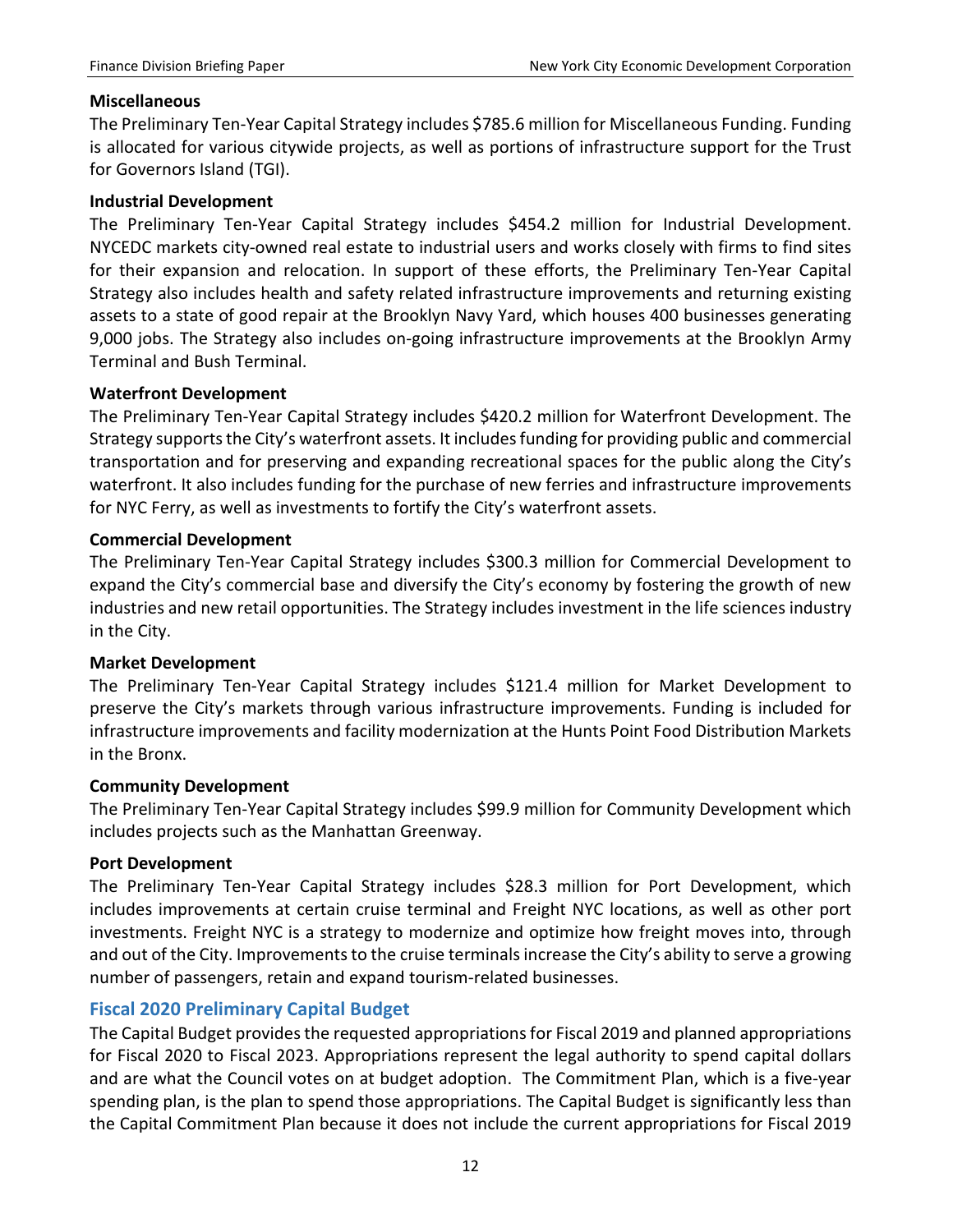**Miscellaneous**

The Preliminary Ten-Year Capital Strategy includes $785.6 million for Miscellaneous Funding. Funding is allocated for various citywide projects, as well as portions of infrastructure support for the Trust for Governors Island (TGI).

**Industrial Development**

The Preliminary Ten-Year Capital Strategy includes $454.2 million for Industrial Development. NYCEDC markets city-owned real estate to industrial users and works closely with firms to find sites for their expansion and relocation. In support of these efforts, the Preliminary Ten-Year Capital Strategy also includes health and safety related infrastructure improvements and returning existing assets to a state of good repair at the Brooklyn Navy Yard, which houses 400 businesses generating 9,000 jobs. The Strategy also includes on-going infrastructure improvements at the Brooklyn Army Terminal and Bush Terminal.

**Waterfront Development**

The Preliminary Ten-Year Capital Strategy includes $420.2 million for Waterfront Development. The Strategy supports the City's waterfront assets. It includes funding for providing public and commercial transportation and for preserving and expanding recreational spaces for the public along the City's waterfront. It also includes funding for the purchase of new ferries and infrastructure improvements for NYC Ferry, as well as investments to fortify the City's waterfront assets.

**Commercial Development**

The Preliminary Ten-Year Capital Strategy includes $300.3 million for Commercial Development to expand the City's commercial base and diversify the City's economy by fostering the growth of new industries and new retail opportunities. The Strategy includes investment in the life sciences industry in the City.

**Market Development**

The Preliminary Ten-Year Capital Strategy includes $121.4 million for Market Development to preserve the City's markets through various infrastructure improvements. Funding is included for infrastructure improvements and facility modernization at the Hunts Point Food Distribution Markets in the Bronx.

**Community Development**

The Preliminary Ten-Year Capital Strategy includes $99.9 million for Community Development which includes projects such as the Manhattan Greenway.

**Port Development**

The Preliminary Ten-Year Capital Strategy includes $28.3 million for Port Development, which includes improvements at certain cruise terminal and Freight NYC locations, as well as other port investments. Freight NYC is a strategy to modernize and optimize how freight moves into, through and out of the City. Improvements to the cruise terminals increase the City's ability to serve a growing number of passengers, retain and expand tourism-related businesses.

## Fiscal 2020 Preliminary Capital Budget

The Capital Budget provides the requested appropriations for Fiscal 2019 and planned appropriations for Fiscal 2020 to Fiscal 2023. Appropriations represent the legal authority to spend capital dollars and are what the Council votes on at budget adoption. The Commitment Plan, which is a five-year spending plan, is the plan to spend those appropriations. The Capital Budget is significantly less than the Capital Commitment Plan because it does not include the current appropriations for Fiscal 2019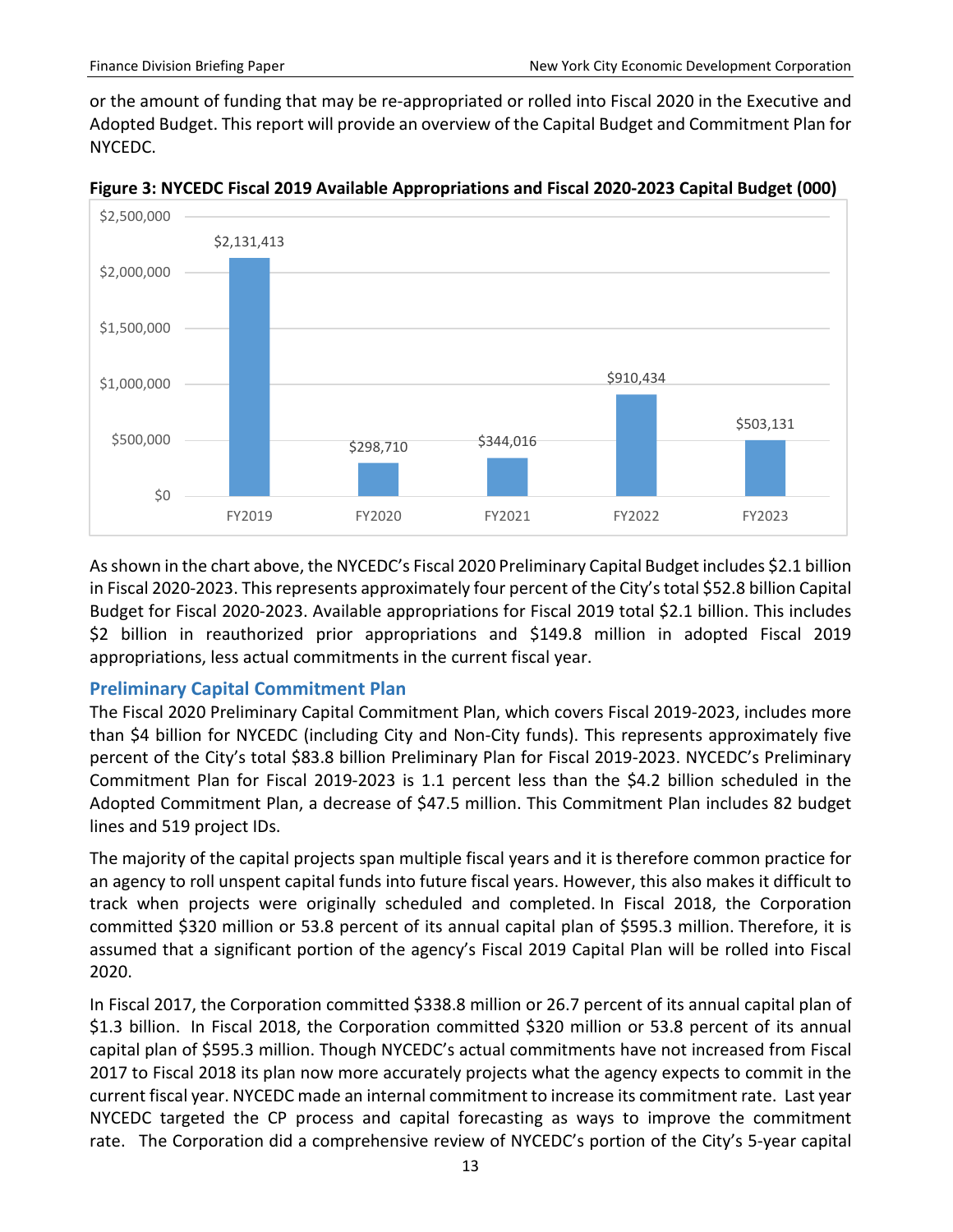or the amount of funding that may be re-appropriated or rolled into Fiscal 2020 in the Executive and Adopted Budget. This report will provide an overview of the Capital Budget and Commitment Plan for NYCEDC.

**Figure 3: NYCEDC Fiscal 2019 Available Appropriations and Fiscal 2020-2023 Capital Budget (000)**

| Fiscal Year | Amount |
|---|---|
| FY2019 | $2,131,413 |
| FY2020 | $298,710 |
| FY2021 | $344,016 |
| FY2022 | $910,434 |
| FY2023 | $503,131 |

As shown in the chart above, the NYCEDC's Fiscal 2020 Preliminary Capital Budget includes $2.1 billion in Fiscal 2020-2023. This represents approximately four percent of the City's total $52.8 billion Capital Budget for Fiscal 2020-2023. Available appropriations for Fiscal 2019 total $2.1 billion. This includes $2 billion in reauthorized prior appropriations and $149.8 million in adopted Fiscal 2019 appropriations, less actual commitments in the current fiscal year.

## Preliminary Capital Commitment Plan

The Fiscal 2020 Preliminary Capital Commitment Plan, which covers Fiscal 2019-2023, includes more than $4 billion for NYCEDC (including City and Non-City funds). This represents approximately five percent of the City's total $83.8 billion Preliminary Plan for Fiscal 2019-2023. NYCEDC's Preliminary Commitment Plan for Fiscal 2019-2023 is 1.1 percent less than the $4.2 billion scheduled in the Adopted Commitment Plan, a decrease of $47.5 million. This Commitment Plan includes 82 budget lines and 519 project IDs.

The majority of the capital projects span multiple fiscal years and it is therefore common practice for an agency to roll unspent capital funds into future fiscal years. However, this also makes it difficult to track when projects were originally scheduled and completed. In Fiscal 2018, the Corporation committed $320 million or 53.8 percent of its annual capital plan of $595.3 million. Therefore, it is assumed that a significant portion of the agency's Fiscal 2019 Capital Plan will be rolled into Fiscal 2020.

In Fiscal 2017, the Corporation committed $338.8 million or 26.7 percent of its annual capital plan of $1.3 billion. In Fiscal 2018, the Corporation committed $320 million or 53.8 percent of its annual capital plan of $595.3 million. Though NYCEDC's actual commitments have not increased from Fiscal 2017 to Fiscal 2018 its plan now more accurately projects what the agency expects to commit in the current fiscal year. NYCEDC made an internal commitment to increase its commitment rate. Last year NYCEDC targeted the CP process and capital forecasting as ways to improve the commitment rate. The Corporation did a comprehensive review of NYCEDC's portion of the City's 5-year capital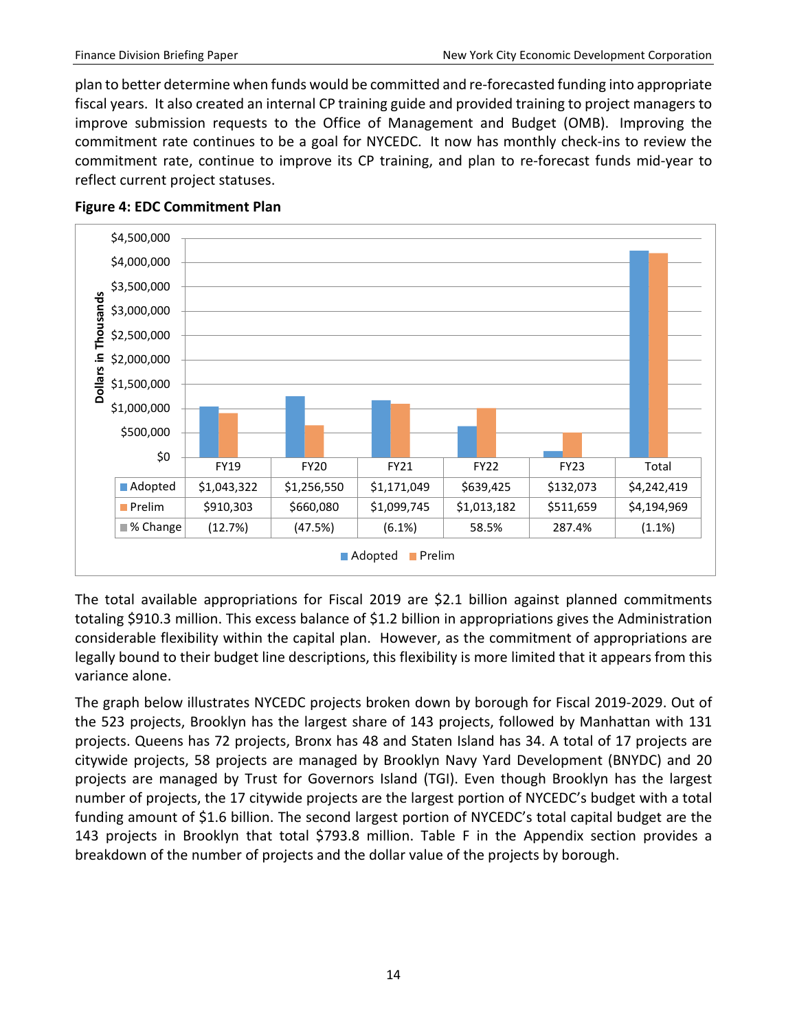plan to better determine when funds would be committed and re-forecasted funding into appropriate fiscal years. It also created an internal CP training guide and provided training to project managers to improve submission requests to the Office of Management and Budget (OMB). Improving the commitment rate continues to be a goal for NYCEDC. It now has monthly check-ins to review the commitment rate, continue to improve its CP training, and plan to re-forecast funds mid-year to reflect current project statuses.

**Figure 4: EDC Commitment Plan**

Dollars in Thousands

| | FY19 | FY20 | FY21 | FY22 | FY23 | Total |
|---|---|---|---|---|---|---|
| Adopted | $1,043,322 | $1,256,550 | $1,171,049 | $639,425 | $132,073 | $4,242,419 |
| Prelim | $910,303 | $660,080 | $1,099,745 | $1,013,182 | $511,659 | $4,194,969 |
| % Change | (12.7%) | (47.5%) | (6.1%) | 58.5% | 287.4% | (1.1%) |

The total available appropriations for Fiscal 2019 are $2.1 billion against planned commitments totaling $910.3 million. This excess balance of $1.2 billion in appropriations gives the Administration considerable flexibility within the capital plan. However, as the commitment of appropriations are legally bound to their budget line descriptions, this flexibility is more limited that it appears from this variance alone.

The graph below illustrates NYCEDC projects broken down by borough for Fiscal 2019-2029. Out of the 523 projects, Brooklyn has the largest share of 143 projects, followed by Manhattan with 131 projects. Queens has 72 projects, Bronx has 48 and Staten Island has 34. A total of 17 projects are citywide projects, 58 projects are managed by Brooklyn Navy Yard Development (BNYDC) and 20 projects are managed by Trust for Governors Island (TGI). Even though Brooklyn has the largest number of projects, the 17 citywide projects are the largest portion of NYCEDC's budget with a total funding amount of $1.6 billion. The second largest portion of NYCEDC's total capital budget are the 143 projects in Brooklyn that total $793.8 million. Table F in the Appendix section provides a breakdown of the number of projects and the dollar value of the projects by borough.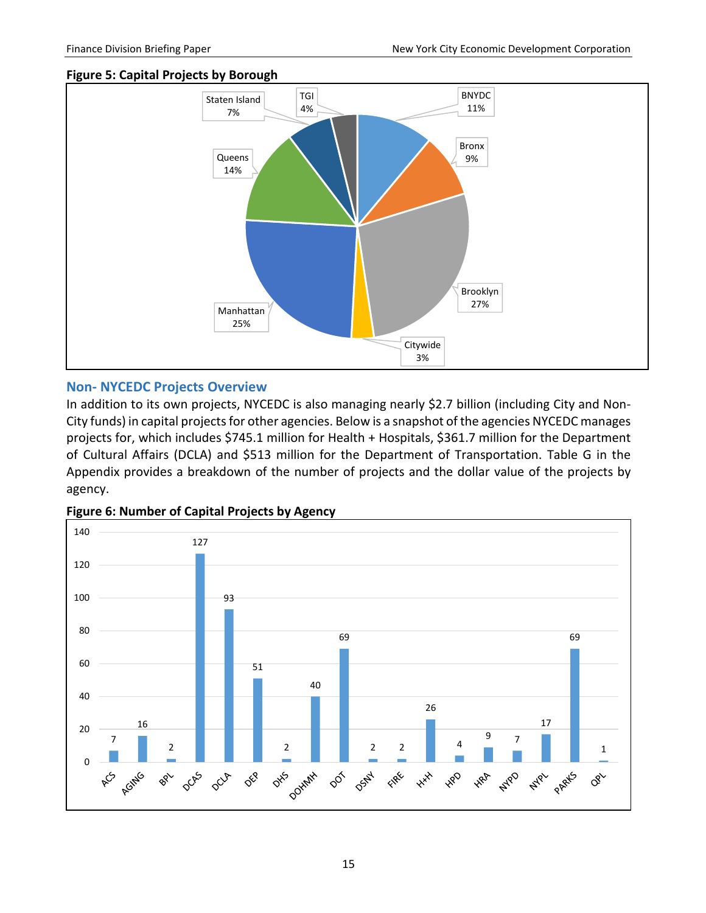**Figure 5: Capital Projects by Borough**

| Borough | Share |
|---|---|
| BNYDC | 11% |
| Bronx | 9% |
| Brooklyn | 27% |
| Citywide | 3% |
| Manhattan | 25% |
| Queens | 14% |
| Staten Island | 7% |
| TGI | 4% |

## Non- NYCEDC Projects Overview

In addition to its own projects, NYCEDC is also managing nearly $2.7 billion (including City and Non-City funds) in capital projects for other agencies. Below is a snapshot of the agencies NYCEDC manages projects for, which includes $745.1 million for Health + Hospitals, $361.7 million for the Department of Cultural Affairs (DCLA) and $513 million for the Department of Transportation. Table G in the Appendix provides a breakdown of the number of projects and the dollar value of the projects by agency.

**Figure 6: Number of Capital Projects by Agency**

| Agency | Number of Projects |
|---|---|
| ACS | 7 |
| AGING | 16 |
| BPL | 2 |
| DCAS | 127 |
| DCLA | 93 |
| DEP | 51 |
| DHS | 2 |
| DOHMH | 40 |
| DOT | 69 |
| DSNY | 2 |
| FIRE | 2 |
| H+H | 26 |
| HPD | 4 |
| HRA | 9 |
| NYPD | 7 |
| NYPL | 17 |
| PARKS | 69 |
| QPL | 1 |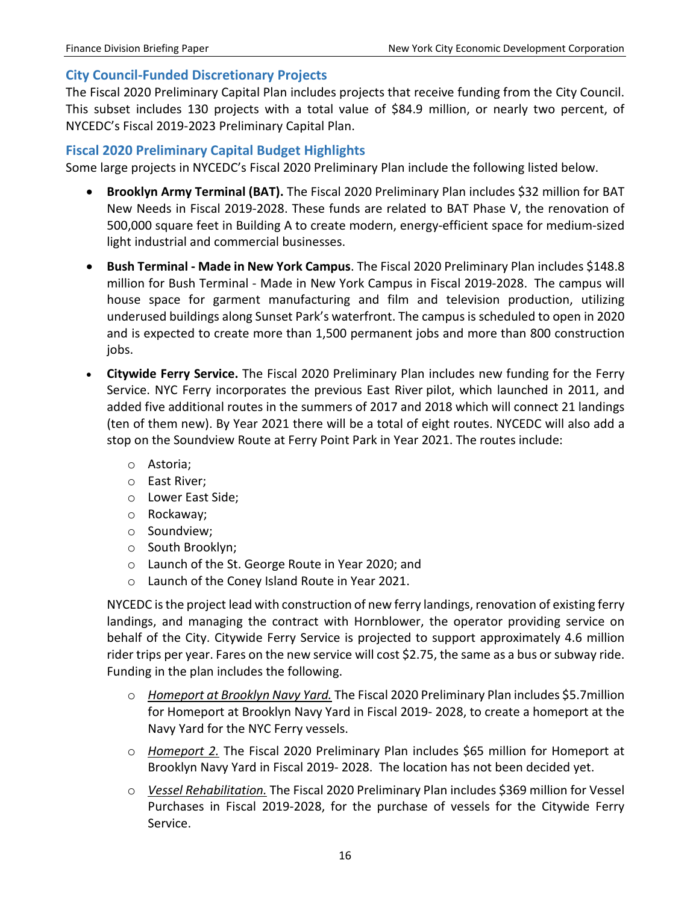## City Council-Funded Discretionary Projects

The Fiscal 2020 Preliminary Capital Plan includes projects that receive funding from the City Council. This subset includes 130 projects with a total value of $84.9 million, or nearly two percent, of NYCEDC's Fiscal 2019-2023 Preliminary Capital Plan.

## Fiscal 2020 Preliminary Capital Budget Highlights

Some large projects in NYCEDC's Fiscal 2020 Preliminary Plan include the following listed below.

- **Brooklyn Army Terminal (BAT).** The Fiscal 2020 Preliminary Plan includes $32 million for BAT New Needs in Fiscal 2019-2028. These funds are related to BAT Phase V, the renovation of 500,000 square feet in Building A to create modern, energy-efficient space for medium-sized light industrial and commercial businesses.
- **Bush Terminal - Made in New York Campus**. The Fiscal 2020 Preliminary Plan includes $148.8 million for Bush Terminal - Made in New York Campus in Fiscal 2019-2028. The campus will house space for garment manufacturing and film and television production, utilizing underused buildings along Sunset Park's waterfront. The campus is scheduled to open in 2020 and is expected to create more than 1,500 permanent jobs and more than 800 construction jobs.
- **Citywide Ferry Service.** The Fiscal 2020 Preliminary Plan includes new funding for the Ferry Service. NYC Ferry incorporates the previous East River pilot, which launched in 2011, and added five additional routes in the summers of 2017 and 2018 which will connect 21 landings (ten of them new). By Year 2021 there will be a total of eight routes. NYCEDC will also add a stop on the Soundview Route at Ferry Point Park in Year 2021. The routes include:
  - Astoria;
  - East River;
  - Lower East Side;
  - Rockaway;
  - Soundview;
  - South Brooklyn;
  - Launch of the St. George Route in Year 2020; and
  - Launch of the Coney Island Route in Year 2021.

  NYCEDC is the project lead with construction of new ferry landings, renovation of existing ferry landings, and managing the contract with Hornblower, the operator providing service on behalf of the City. Citywide Ferry Service is projected to support approximately 4.6 million rider trips per year. Fares on the new service will cost $2.75, the same as a bus or subway ride. Funding in the plan includes the following.

  - *Homeport at Brooklyn Navy Yard.* The Fiscal 2020 Preliminary Plan includes $5.7million for Homeport at Brooklyn Navy Yard in Fiscal 2019- 2028, to create a homeport at the Navy Yard for the NYC Ferry vessels.
  - *Homeport 2.* The Fiscal 2020 Preliminary Plan includes $65 million for Homeport at Brooklyn Navy Yard in Fiscal 2019- 2028. The location has not been decided yet.
  - *Vessel Rehabilitation.* The Fiscal 2020 Preliminary Plan includes $369 million for Vessel Purchases in Fiscal 2019-2028, for the purchase of vessels for the Citywide Ferry Service.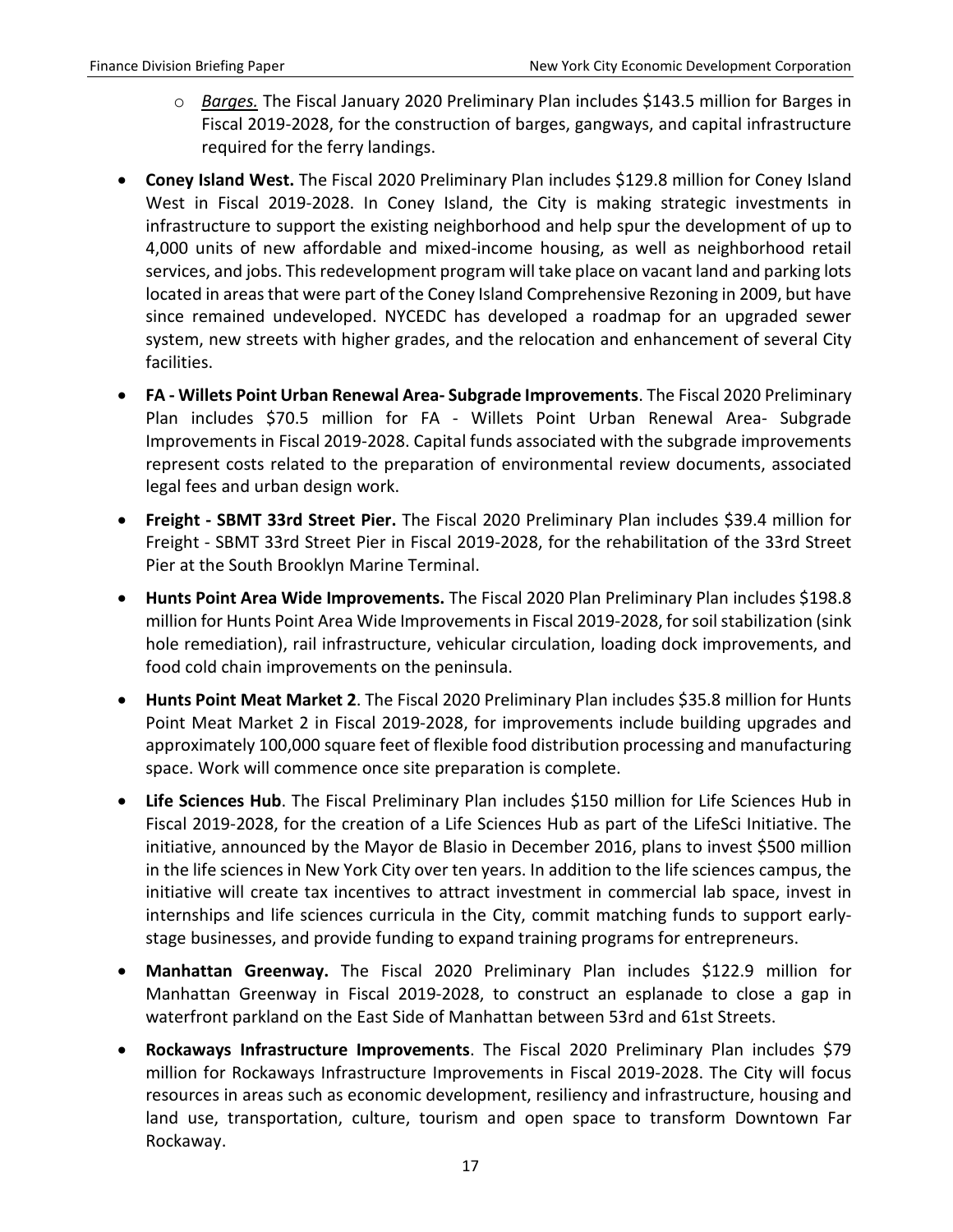- *Barges.* The Fiscal January 2020 Preliminary Plan includes $143.5 million for Barges in Fiscal 2019-2028, for the construction of barges, gangways, and capital infrastructure required for the ferry landings.

- **Coney Island West.** The Fiscal 2020 Preliminary Plan includes $129.8 million for Coney Island West in Fiscal 2019-2028. In Coney Island, the City is making strategic investments in infrastructure to support the existing neighborhood and help spur the development of up to 4,000 units of new affordable and mixed-income housing, as well as neighborhood retail services, and jobs. This redevelopment program will take place on vacant land and parking lots located in areas that were part of the Coney Island Comprehensive Rezoning in 2009, but have since remained undeveloped. NYCEDC has developed a roadmap for an upgraded sewer system, new streets with higher grades, and the relocation and enhancement of several City facilities.

- **FA - Willets Point Urban Renewal Area- Subgrade Improvements**. The Fiscal 2020 Preliminary Plan includes $70.5 million for FA - Willets Point Urban Renewal Area- Subgrade Improvements in Fiscal 2019-2028. Capital funds associated with the subgrade improvements represent costs related to the preparation of environmental review documents, associated legal fees and urban design work.

- **Freight - SBMT 33rd Street Pier.** The Fiscal 2020 Preliminary Plan includes $39.4 million for Freight - SBMT 33rd Street Pier in Fiscal 2019-2028, for the rehabilitation of the 33rd Street Pier at the South Brooklyn Marine Terminal.

- **Hunts Point Area Wide Improvements.** The Fiscal 2020 Plan Preliminary Plan includes $198.8 million for Hunts Point Area Wide Improvements in Fiscal 2019-2028, for soil stabilization (sink hole remediation), rail infrastructure, vehicular circulation, loading dock improvements, and food cold chain improvements on the peninsula.

- **Hunts Point Meat Market 2**. The Fiscal 2020 Preliminary Plan includes $35.8 million for Hunts Point Meat Market 2 in Fiscal 2019-2028, for improvements include building upgrades and approximately 100,000 square feet of flexible food distribution processing and manufacturing space. Work will commence once site preparation is complete.

- **Life Sciences Hub**. The Fiscal Preliminary Plan includes $150 million for Life Sciences Hub in Fiscal 2019-2028, for the creation of a Life Sciences Hub as part of the LifeSci Initiative. The initiative, announced by the Mayor de Blasio in December 2016, plans to invest $500 million in the life sciences in New York City over ten years. In addition to the life sciences campus, the initiative will create tax incentives to attract investment in commercial lab space, invest in internships and life sciences curricula in the City, commit matching funds to support early-stage businesses, and provide funding to expand training programs for entrepreneurs.

- **Manhattan Greenway.** The Fiscal 2020 Preliminary Plan includes $122.9 million for Manhattan Greenway in Fiscal 2019-2028, to construct an esplanade to close a gap in waterfront parkland on the East Side of Manhattan between 53rd and 61st Streets.

- **Rockaways Infrastructure Improvements**. The Fiscal 2020 Preliminary Plan includes $79 million for Rockaways Infrastructure Improvements in Fiscal 2019-2028. The City will focus resources in areas such as economic development, resiliency and infrastructure, housing and land use, transportation, culture, tourism and open space to transform Downtown Far Rockaway.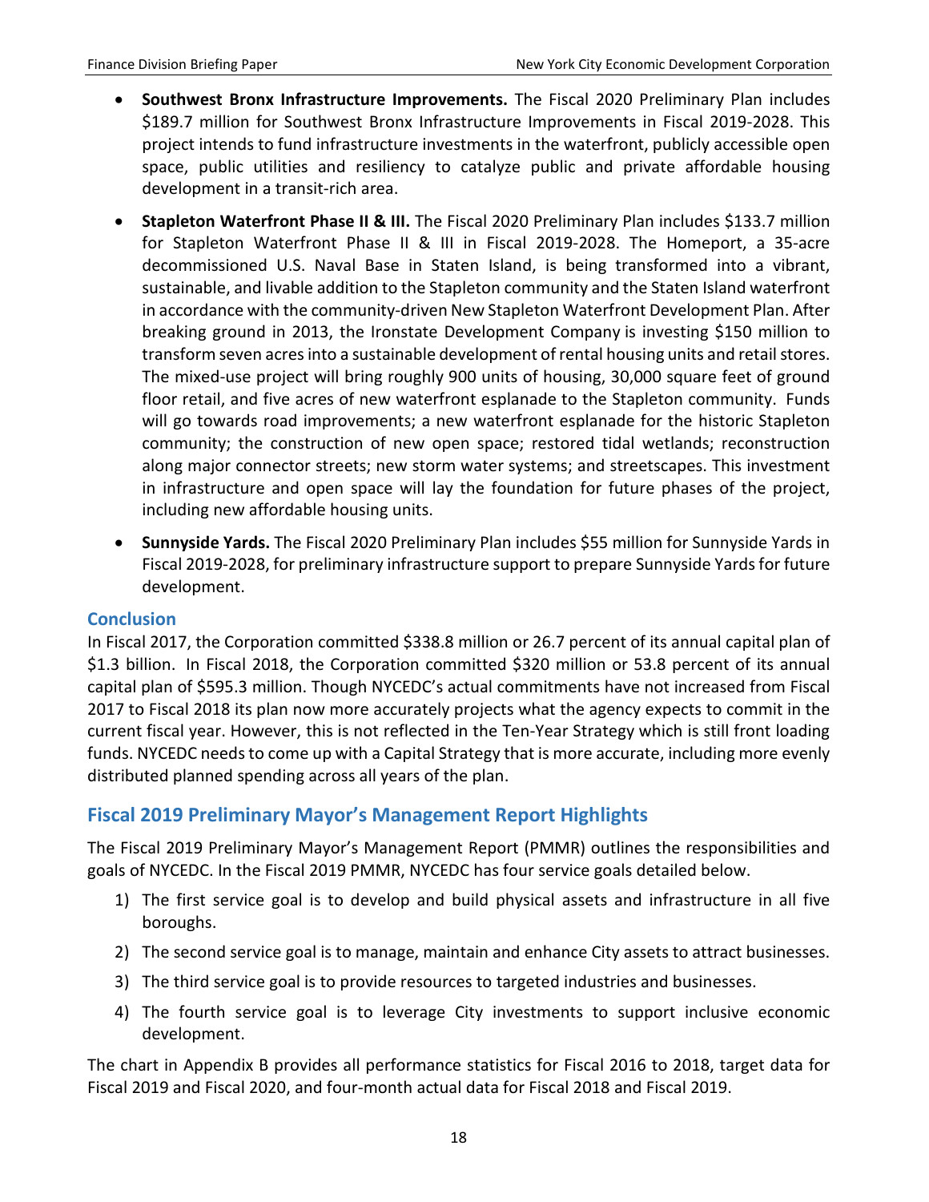- **Southwest Bronx Infrastructure Improvements.** The Fiscal 2020 Preliminary Plan includes $189.7 million for Southwest Bronx Infrastructure Improvements in Fiscal 2019-2028. This project intends to fund infrastructure investments in the waterfront, publicly accessible open space, public utilities and resiliency to catalyze public and private affordable housing development in a transit-rich area.
- **Stapleton Waterfront Phase II & III.** The Fiscal 2020 Preliminary Plan includes $133.7 million for Stapleton Waterfront Phase II & III in Fiscal 2019-2028. The Homeport, a 35-acre decommissioned U.S. Naval Base in Staten Island, is being transformed into a vibrant, sustainable, and livable addition to the Stapleton community and the Staten Island waterfront in accordance with the community-driven New Stapleton Waterfront Development Plan. After breaking ground in 2013, the Ironstate Development Company is investing $150 million to transform seven acres into a sustainable development of rental housing units and retail stores. The mixed-use project will bring roughly 900 units of housing, 30,000 square feet of ground floor retail, and five acres of new waterfront esplanade to the Stapleton community. Funds will go towards road improvements; a new waterfront esplanade for the historic Stapleton community; the construction of new open space; restored tidal wetlands; reconstruction along major connector streets; new storm water systems; and streetscapes. This investment in infrastructure and open space will lay the foundation for future phases of the project, including new affordable housing units.
- **Sunnyside Yards.** The Fiscal 2020 Preliminary Plan includes $55 million for Sunnyside Yards in Fiscal 2019-2028, for preliminary infrastructure support to prepare Sunnyside Yards for future development.

### Conclusion

In Fiscal 2017, the Corporation committed $338.8 million or 26.7 percent of its annual capital plan of $1.3 billion. In Fiscal 2018, the Corporation committed $320 million or 53.8 percent of its annual capital plan of $595.3 million. Though NYCEDC's actual commitments have not increased from Fiscal 2017 to Fiscal 2018 its plan now more accurately projects what the agency expects to commit in the current fiscal year. However, this is not reflected in the Ten-Year Strategy which is still front loading funds. NYCEDC needs to come up with a Capital Strategy that is more accurate, including more evenly distributed planned spending across all years of the plan.

## Fiscal 2019 Preliminary Mayor's Management Report Highlights

The Fiscal 2019 Preliminary Mayor's Management Report (PMMR) outlines the responsibilities and goals of NYCEDC. In the Fiscal 2019 PMMR, NYCEDC has four service goals detailed below.

1) The first service goal is to develop and build physical assets and infrastructure in all five boroughs.
2) The second service goal is to manage, maintain and enhance City assets to attract businesses.
3) The third service goal is to provide resources to targeted industries and businesses.
4) The fourth service goal is to leverage City investments to support inclusive economic development.

The chart in Appendix B provides all performance statistics for Fiscal 2016 to 2018, target data for Fiscal 2019 and Fiscal 2020, and four-month actual data for Fiscal 2018 and Fiscal 2019.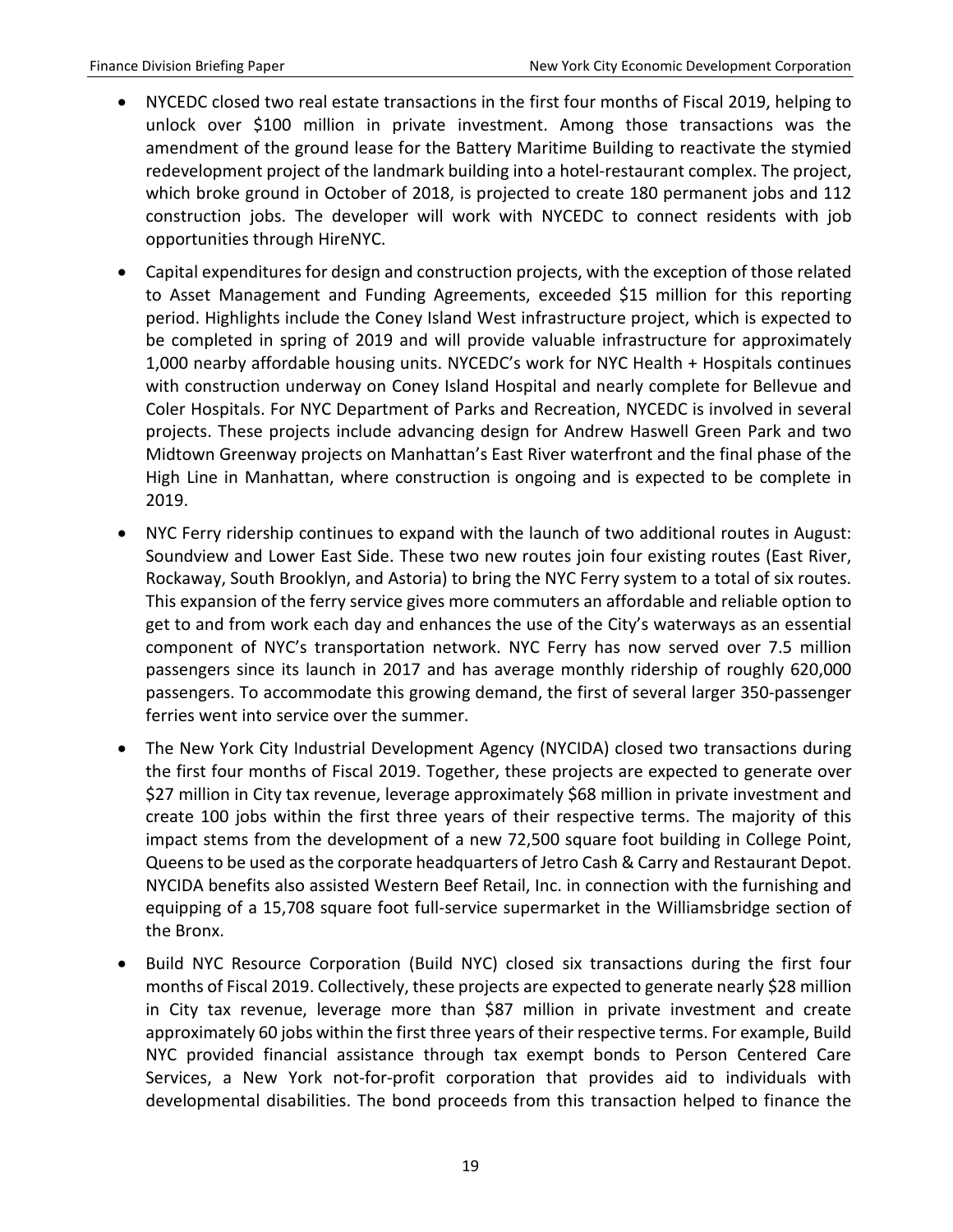- NYCEDC closed two real estate transactions in the first four months of Fiscal 2019, helping to unlock over $100 million in private investment. Among those transactions was the amendment of the ground lease for the Battery Maritime Building to reactivate the stymied redevelopment project of the landmark building into a hotel-restaurant complex. The project, which broke ground in October of 2018, is projected to create 180 permanent jobs and 112 construction jobs. The developer will work with NYCEDC to connect residents with job opportunities through HireNYC.
- Capital expenditures for design and construction projects, with the exception of those related to Asset Management and Funding Agreements, exceeded $15 million for this reporting period. Highlights include the Coney Island West infrastructure project, which is expected to be completed in spring of 2019 and will provide valuable infrastructure for approximately 1,000 nearby affordable housing units. NYCEDC's work for NYC Health + Hospitals continues with construction underway on Coney Island Hospital and nearly complete for Bellevue and Coler Hospitals. For NYC Department of Parks and Recreation, NYCEDC is involved in several projects. These projects include advancing design for Andrew Haswell Green Park and two Midtown Greenway projects on Manhattan's East River waterfront and the final phase of the High Line in Manhattan, where construction is ongoing and is expected to be complete in 2019.
- NYC Ferry ridership continues to expand with the launch of two additional routes in August: Soundview and Lower East Side. These two new routes join four existing routes (East River, Rockaway, South Brooklyn, and Astoria) to bring the NYC Ferry system to a total of six routes. This expansion of the ferry service gives more commuters an affordable and reliable option to get to and from work each day and enhances the use of the City's waterways as an essential component of NYC's transportation network. NYC Ferry has now served over 7.5 million passengers since its launch in 2017 and has average monthly ridership of roughly 620,000 passengers. To accommodate this growing demand, the first of several larger 350-passenger ferries went into service over the summer.
- The New York City Industrial Development Agency (NYCIDA) closed two transactions during the first four months of Fiscal 2019. Together, these projects are expected to generate over $27 million in City tax revenue, leverage approximately $68 million in private investment and create 100 jobs within the first three years of their respective terms. The majority of this impact stems from the development of a new 72,500 square foot building in College Point, Queens to be used as the corporate headquarters of Jetro Cash & Carry and Restaurant Depot. NYCIDA benefits also assisted Western Beef Retail, Inc. in connection with the furnishing and equipping of a 15,708 square foot full-service supermarket in the Williamsbridge section of the Bronx.
- Build NYC Resource Corporation (Build NYC) closed six transactions during the first four months of Fiscal 2019. Collectively, these projects are expected to generate nearly $28 million in City tax revenue, leverage more than $87 million in private investment and create approximately 60 jobs within the first three years of their respective terms. For example, Build NYC provided financial assistance through tax exempt bonds to Person Centered Care Services, a New York not-for-profit corporation that provides aid to individuals with developmental disabilities. The bond proceeds from this transaction helped to finance the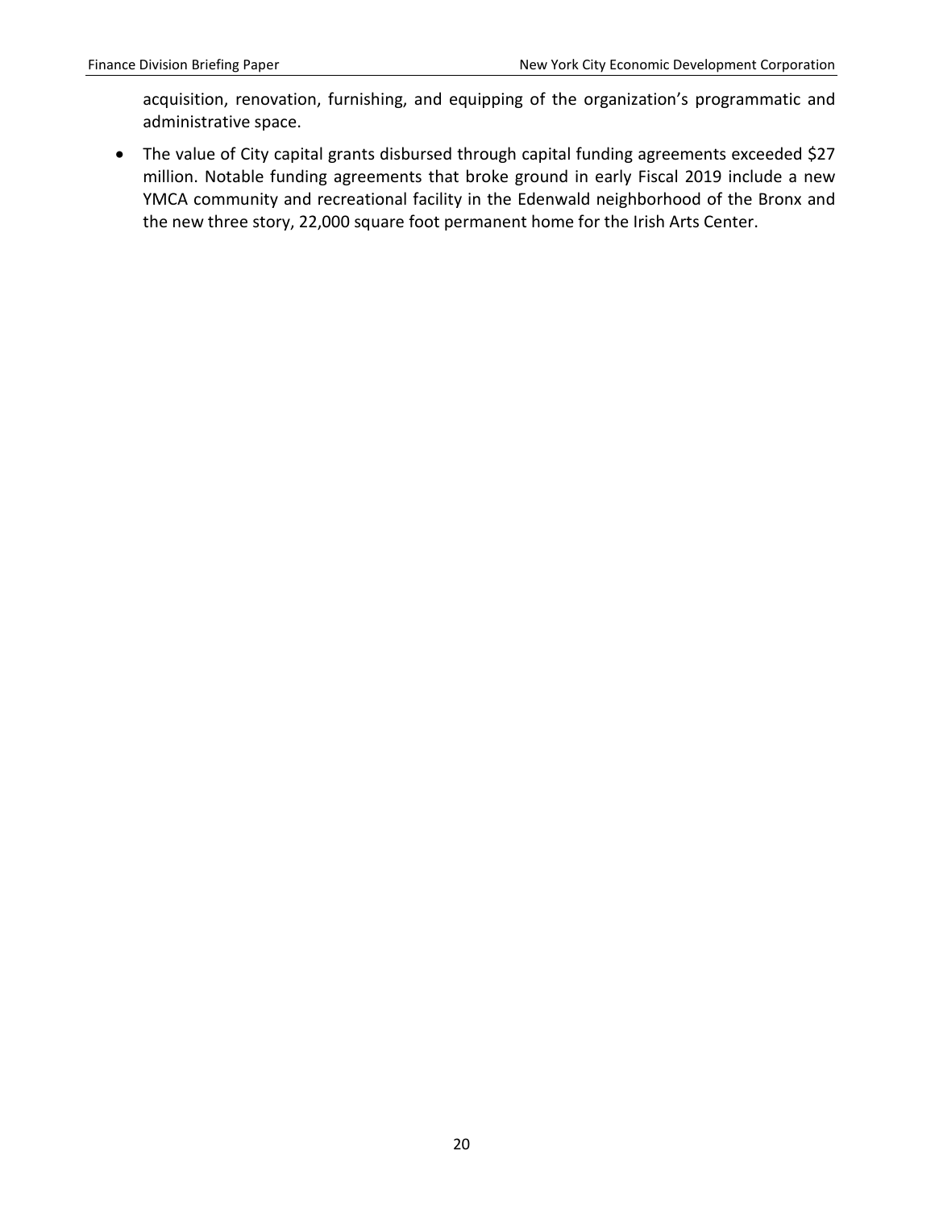acquisition, renovation, furnishing, and equipping of the organization's programmatic and administrative space.

- The value of City capital grants disbursed through capital funding agreements exceeded $27 million. Notable funding agreements that broke ground in early Fiscal 2019 include a new YMCA community and recreational facility in the Edenwald neighborhood of the Bronx and the new three story, 22,000 square foot permanent home for the Irish Arts Center.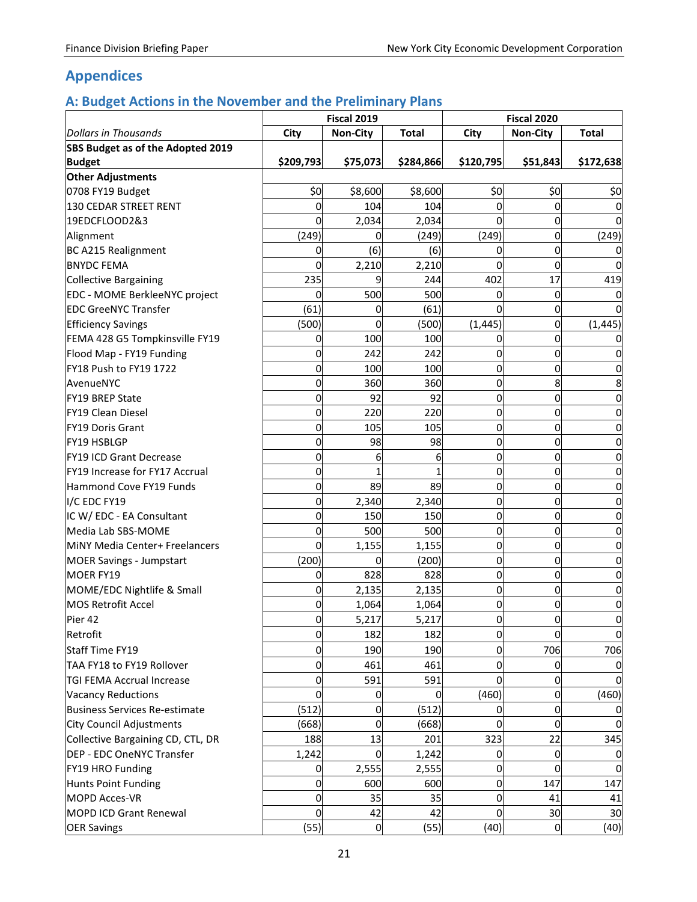## Appendices

### A: Budget Actions in the November and the Preliminary Plans

| | Fiscal 2019 | | | Fiscal 2020 | | |
|---|---|---|---|---|---|---|
| *Dollars in Thousands* | City | Non-City | Total | City | Non-City | Total |
| **SBS Budget as of the Adopted 2019 Budget** | **$209,793** | **$75,073** | **$284,866** | **$120,795** | **$51,843** | **$172,638** |
| **Other Adjustments** | | | | | | |
| 0708 FY19 Budget | $0 | $8,600 | $8,600 | $0 | $0 | $0 |
| 130 CEDAR STREET RENT | 0 | 104 | 104 | 0 | 0 | 0 |
| 19EDCFLOOD2&3 | 0 | 2,034 | 2,034 | 0 | 0 | 0 |
| Alignment | (249) | 0 | (249) | (249) | 0 | (249) |
| BC A215 Realignment | 0 | (6) | (6) | 0 | 0 | 0 |
| BNYDC FEMA | 0 | 2,210 | 2,210 | 0 | 0 | 0 |
| Collective Bargaining | 235 | 9 | 244 | 402 | 17 | 419 |
| EDC - MOME BerkleeNYC project | 0 | 500 | 500 | 0 | 0 | 0 |
| EDC GreeNYC Transfer | (61) | 0 | (61) | 0 | 0 | 0 |
| Efficiency Savings | (500) | 0 | (500) | (1,445) | 0 | (1,445) |
| FEMA 428 G5 Tompkinsville FY19 | 0 | 100 | 100 | 0 | 0 | 0 |
| Flood Map - FY19 Funding | 0 | 242 | 242 | 0 | 0 | 0 |
| FY18 Push to FY19 1722 | 0 | 100 | 100 | 0 | 0 | 0 |
| AvenueNYC | 0 | 360 | 360 | 0 | 8 | 8 |
| FY19 BREP State | 0 | 92 | 92 | 0 | 0 | 0 |
| FY19 Clean Diesel | 0 | 220 | 220 | 0 | 0 | 0 |
| FY19 Doris Grant | 0 | 105 | 105 | 0 | 0 | 0 |
| FY19 HSBLGP | 0 | 98 | 98 | 0 | 0 | 0 |
| FY19 ICD Grant Decrease | 0 | 6 | 6 | 0 | 0 | 0 |
| FY19 Increase for FY17 Accrual | 0 | 1 | 1 | 0 | 0 | 0 |
| Hammond Cove FY19 Funds | 0 | 89 | 89 | 0 | 0 | 0 |
| I/C EDC FY19 | 0 | 2,340 | 2,340 | 0 | 0 | 0 |
| IC W/ EDC - EA Consultant | 0 | 150 | 150 | 0 | 0 | 0 |
| Media Lab SBS-MOME | 0 | 500 | 500 | 0 | 0 | 0 |
| MiNY Media Center+ Freelancers | 0 | 1,155 | 1,155 | 0 | 0 | 0 |
| MOER Savings - Jumpstart | (200) | 0 | (200) | 0 | 0 | 0 |
| MOER FY19 | 0 | 828 | 828 | 0 | 0 | 0 |
| MOME/EDC Nightlife & Small | 0 | 2,135 | 2,135 | 0 | 0 | 0 |
| MOS Retrofit Accel | 0 | 1,064 | 1,064 | 0 | 0 | 0 |
| Pier 42 | 0 | 5,217 | 5,217 | 0 | 0 | 0 |
| Retrofit | 0 | 182 | 182 | 0 | 0 | 0 |
| Staff Time FY19 | 0 | 190 | 190 | 0 | 706 | 706 |
| TAA FY18 to FY19 Rollover | 0 | 461 | 461 | 0 | 0 | 0 |
| TGI FEMA Accrual Increase | 0 | 591 | 591 | 0 | 0 | 0 |
| Vacancy Reductions | 0 | 0 | 0 | (460) | 0 | (460) |
| Business Services Re-estimate | (512) | 0 | (512) | 0 | 0 | 0 |
| City Council Adjustments | (668) | 0 | (668) | 0 | 0 | 0 |
| Collective Bargaining CD, CTL, DR | 188 | 13 | 201 | 323 | 22 | 345 |
| DEP - EDC OneNYC Transfer | 1,242 | 0 | 1,242 | 0 | 0 | 0 |
| FY19 HRO Funding | 0 | 2,555 | 2,555 | 0 | 0 | 0 |
| Hunts Point Funding | 0 | 600 | 600 | 0 | 147 | 147 |
| MOPD Acces-VR | 0 | 35 | 35 | 0 | 41 | 41 |
| MOPD ICD Grant Renewal | 0 | 42 | 42 | 0 | 30 | 30 |
| OER Savings | (55) | 0 | (55) | (40) | 0 | (40) |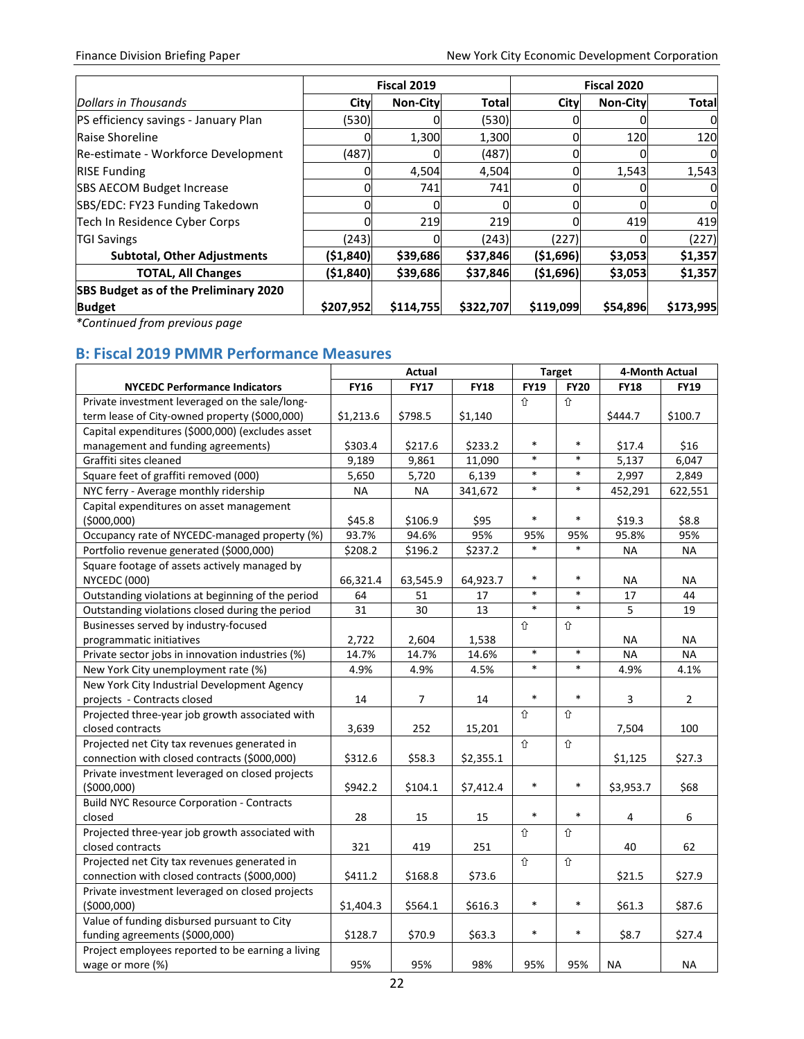| Dollars in Thousands | Fiscal 2019 | | | Fiscal 2020 | | |
|---|---|---|---|---|---|---|
| | City | Non-City | Total | City | Non-City | Total |
| PS efficiency savings - January Plan | (530) | 0 | (530) | 0 | 0 | 0 |
| Raise Shoreline | 0 | 1,300 | 1,300 | 0 | 120 | 120 |
| Re-estimate - Workforce Development | (487) | 0 | (487) | 0 | 0 | 0 |
| RISE Funding | 0 | 4,504 | 4,504 | 0 | 1,543 | 1,543 |
| SBS AECOM Budget Increase | 0 | 741 | 741 | 0 | 0 | 0 |
| SBS/EDC: FY23 Funding Takedown | 0 | 0 | 0 | 0 | 0 | 0 |
| Tech In Residence Cyber Corps | 0 | 219 | 219 | 0 | 419 | 419 |
| TGI Savings | (243) | 0 | (243) | (227) | 0 | (227) |
| **Subtotal, Other Adjustments** | **($1,840)** | **$39,686** | **$37,846** | **($1,696)** | **$3,053** | **$1,357** |
| **TOTAL, All Changes** | **($1,840)** | **$39,686** | **$37,846** | **($1,696)** | **$3,053** | **$1,357** |
| **SBS Budget as of the Preliminary 2020 Budget** | **$207,952** | **$114,755** | **$322,707** | **$119,099** | **$54,896** | **$173,995** |

*\*Continued from previous page*

## B: Fiscal 2019 PMMR Performance Measures

| NYCEDC Performance Indicators | Actual | | | Target | | 4-Month Actual | |
|---|---|---|---|---|---|---|---|
| | FY16 | FY17 | FY18 | FY19 | FY20 | FY18 | FY19 |
| Private investment leveraged on the sale/long-term lease of City-owned property ($000,000) | $1,213.6 | $798.5 | $1,140 | ⇧ | ⇧ | $444.7 | $100.7 |
| Capital expenditures ($000,000) (excludes asset management and funding agreements) | $303.4 | $217.6 | $233.2 | * | * | $17.4 | $16 |
| Graffiti sites cleaned | 9,189 | 9,861 | 11,090 | * | * | 5,137 | 6,047 |
| Square feet of graffiti removed (000) | 5,650 | 5,720 | 6,139 | * | * | 2,997 | 2,849 |
| NYC ferry - Average monthly ridership | NA | NA | 341,672 | * | * | 452,291 | 622,551 |
| Capital expenditures on asset management ($000,000) | $45.8 | $106.9 | $95 | * | * | $19.3 | $8.8 |
| Occupancy rate of NYCEDC-managed property (%) | 93.7% | 94.6% | 95% | 95% | 95% | 95.8% | 95% |
| Portfolio revenue generated ($000,000) | $208.2 | $196.2 | $237.2 | * | * | NA | NA |
| Square footage of assets actively managed by NYCEDC (000) | 66,321.4 | 63,545.9 | 64,923.7 | * | * | NA | NA |
| Outstanding violations at beginning of the period | 64 | 51 | 17 | * | * | 17 | 44 |
| Outstanding violations closed during the period | 31 | 30 | 13 | * | * | 5 | 19 |
| Businesses served by industry-focused programmatic initiatives | 2,722 | 2,604 | 1,538 | ⇧ | ⇧ | NA | NA |
| Private sector jobs in innovation industries (%) | 14.7% | 14.7% | 14.6% | * | * | NA | NA |
| New York City unemployment rate (%) | 4.9% | 4.9% | 4.5% | * | * | 4.9% | 4.1% |
| New York City Industrial Development Agency projects - Contracts closed | 14 | 7 | 14 | * | * | 3 | 2 |
| Projected three-year job growth associated with closed contracts | 3,639 | 252 | 15,201 | ⇧ | ⇧ | 7,504 | 100 |
| Projected net City tax revenues generated in connection with closed contracts ($000,000) | $312.6 | $58.3 | $2,355.1 | ⇧ | ⇧ | $1,125 | $27.3 |
| Private investment leveraged on closed projects ($000,000) | $942.2 | $104.1 | $7,412.4 | * | * | $3,953.7 | $68 |
| Build NYC Resource Corporation - Contracts closed | 28 | 15 | 15 | * | * | 4 | 6 |
| Projected three-year job growth associated with closed contracts | 321 | 419 | 251 | ⇧ | ⇧ | 40 | 62 |
| Projected net City tax revenues generated in connection with closed contracts ($000,000) | $411.2 | $168.8 | $73.6 | ⇧ | ⇧ | $21.5 | $27.9 |
| Private investment leveraged on closed projects ($000,000) | $1,404.3 | $564.1 | $616.3 | * | * | $61.3 | $87.6 |
| Value of funding disbursed pursuant to City funding agreements ($000,000) | $128.7 | $70.9 | $63.3 | * | * | $8.7 | $27.4 |
| Project employees reported to be earning a living wage or more (%) | 95% | 95% | 98% | 95% | 95% | NA | NA |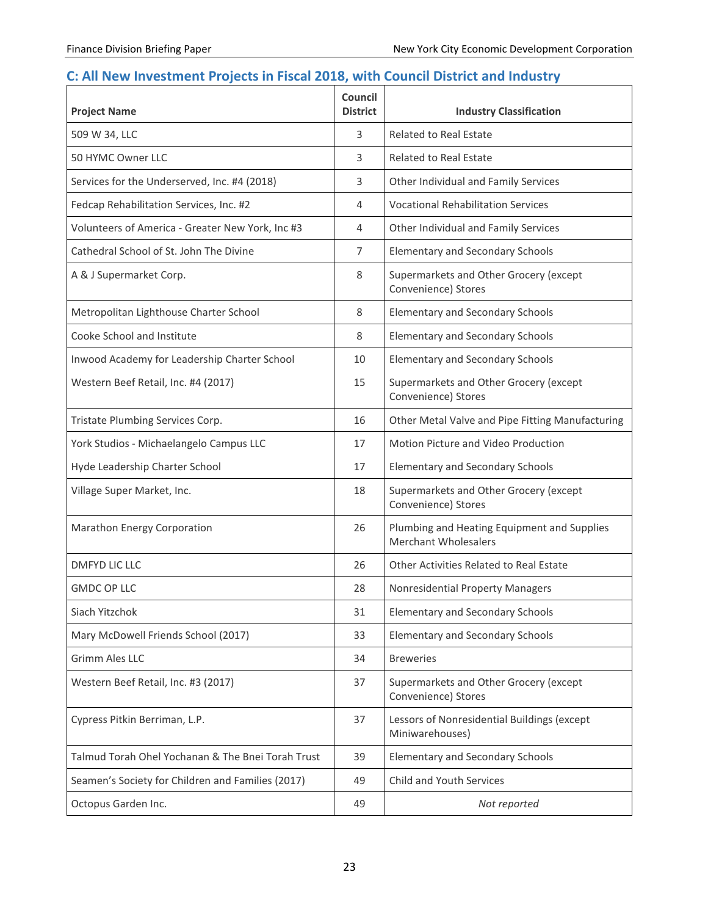## C: All New Investment Projects in Fiscal 2018, with Council District and Industry

| Project Name | Council District | Industry Classification |
|---|---|---|
| 509 W 34, LLC | 3 | Related to Real Estate |
| 50 HYMC Owner LLC | 3 | Related to Real Estate |
| Services for the Underserved, Inc. #4 (2018) | 3 | Other Individual and Family Services |
| Fedcap Rehabilitation Services, Inc. #2 | 4 | Vocational Rehabilitation Services |
| Volunteers of America - Greater New York, Inc #3 | 4 | Other Individual and Family Services |
| Cathedral School of St. John The Divine | 7 | Elementary and Secondary Schools |
| A & J Supermarket Corp. | 8 | Supermarkets and Other Grocery (except Convenience) Stores |
| Metropolitan Lighthouse Charter School | 8 | Elementary and Secondary Schools |
| Cooke School and Institute | 8 | Elementary and Secondary Schools |
| Inwood Academy for Leadership Charter School | 10 | Elementary and Secondary Schools |
| Western Beef Retail, Inc. #4 (2017) | 15 | Supermarkets and Other Grocery (except Convenience) Stores |
| Tristate Plumbing Services Corp. | 16 | Other Metal Valve and Pipe Fitting Manufacturing |
| York Studios - Michaelangelo Campus LLC | 17 | Motion Picture and Video Production |
| Hyde Leadership Charter School | 17 | Elementary and Secondary Schools |
| Village Super Market, Inc. | 18 | Supermarkets and Other Grocery (except Convenience) Stores |
| Marathon Energy Corporation | 26 | Plumbing and Heating Equipment and Supplies Merchant Wholesalers |
| DMFYD LIC LLC | 26 | Other Activities Related to Real Estate |
| GMDC OP LLC | 28 | Nonresidential Property Managers |
| Siach Yitzchok | 31 | Elementary and Secondary Schools |
| Mary McDowell Friends School (2017) | 33 | Elementary and Secondary Schools |
| Grimm Ales LLC | 34 | Breweries |
| Western Beef Retail, Inc. #3 (2017) | 37 | Supermarkets and Other Grocery (except Convenience) Stores |
| Cypress Pitkin Berriman, L.P. | 37 | Lessors of Nonresidential Buildings (except Miniwarehouses) |
| Talmud Torah Ohel Yochanan & The Bnei Torah Trust | 39 | Elementary and Secondary Schools |
| Seamen's Society for Children and Families (2017) | 49 | Child and Youth Services |
| Octopus Garden Inc. | 49 | *Not reported* |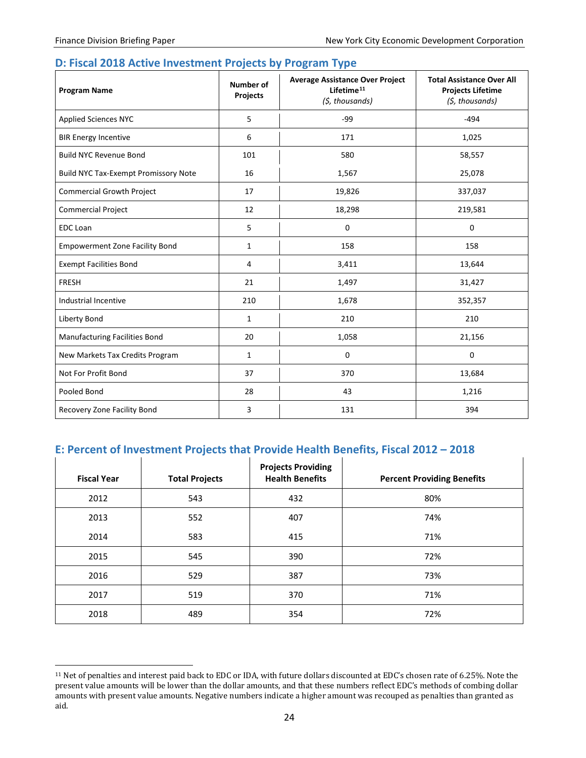## D: Fiscal 2018 Active Investment Projects by Program Type

| Program Name | Number of Projects | Average Assistance Over Project Lifetime[11] *($, thousands)* | Total Assistance Over All Projects Lifetime *($, thousands)* |
|---|---|---|---|
| Applied Sciences NYC | 5 | -99 | -494 |
| BIR Energy Incentive | 6 | 171 | 1,025 |
| Build NYC Revenue Bond | 101 | 580 | 58,557 |
| Build NYC Tax-Exempt Promissory Note | 16 | 1,567 | 25,078 |
| Commercial Growth Project | 17 | 19,826 | 337,037 |
| Commercial Project | 12 | 18,298 | 219,581 |
| EDC Loan | 5 | 0 | 0 |
| Empowerment Zone Facility Bond | 1 | 158 | 158 |
| Exempt Facilities Bond | 4 | 3,411 | 13,644 |
| FRESH | 21 | 1,497 | 31,427 |
| Industrial Incentive | 210 | 1,678 | 352,357 |
| Liberty Bond | 1 | 210 | 210 |
| Manufacturing Facilities Bond | 20 | 1,058 | 21,156 |
| New Markets Tax Credits Program | 1 | 0 | 0 |
| Not For Profit Bond | 37 | 370 | 13,684 |
| Pooled Bond | 28 | 43 | 1,216 |
| Recovery Zone Facility Bond | 3 | 131 | 394 |

## E: Percent of Investment Projects that Provide Health Benefits, Fiscal 2012 – 2018

| Fiscal Year | Total Projects | Projects Providing Health Benefits | Percent Providing Benefits |
|---|---|---|---|
| 2012 | 543 | 432 | 80% |
| 2013 | 552 | 407 | 74% |
| 2014 | 583 | 415 | 71% |
| 2015 | 545 | 390 | 72% |
| 2016 | 529 | 387 | 73% |
| 2017 | 519 | 370 | 71% |
| 2018 | 489 | 354 | 72% |

[11] Net of penalties and interest paid back to EDC or IDA, with future dollars discounted at EDC's chosen rate of 6.25%. Note the present value amounts will be lower than the dollar amounts, and that these numbers reflect EDC's methods of combing dollar amounts with present value amounts. Negative numbers indicate a higher amount was recouped as penalties than granted as aid.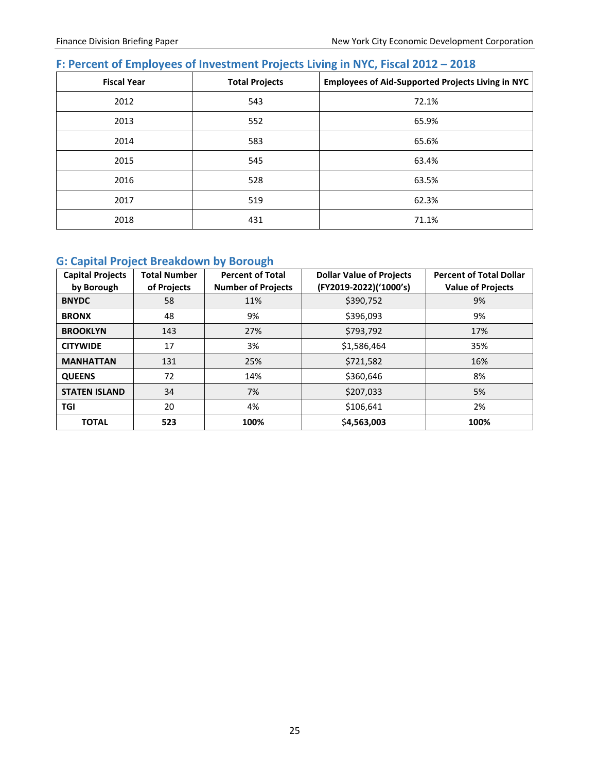## F: Percent of Employees of Investment Projects Living in NYC, Fiscal 2012 – 2018

| Fiscal Year | Total Projects | Employees of Aid-Supported Projects Living in NYC |
|---|---|---|
| 2012 | 543 | 72.1% |
| 2013 | 552 | 65.9% |
| 2014 | 583 | 65.6% |
| 2015 | 545 | 63.4% |
| 2016 | 528 | 63.5% |
| 2017 | 519 | 62.3% |
| 2018 | 431 | 71.1% |

## G: Capital Project Breakdown by Borough

| Capital Projects by Borough | Total Number of Projects | Percent of Total Number of Projects | Dollar Value of Projects (FY2019-2022)('1000's) | Percent of Total Dollar Value of Projects |
|---|---|---|---|---|
| **BNYDC** | 58 | 11% | $390,752 | 9% |
| **BRONX** | 48 | 9% | $396,093 | 9% |
| **BROOKLYN** | 143 | 27% | $793,792 | 17% |
| **CITYWIDE** | 17 | 3% | $1,586,464 | 35% |
| **MANHATTAN** | 131 | 25% | $721,582 | 16% |
| **QUEENS** | 72 | 14% | $360,646 | 8% |
| **STATEN ISLAND** | 34 | 7% | $207,033 | 5% |
| **TGI** | 20 | 4% | $106,641 | 2% |
| **TOTAL** | **523** | **100%** | **$4,563,003** | **100%** |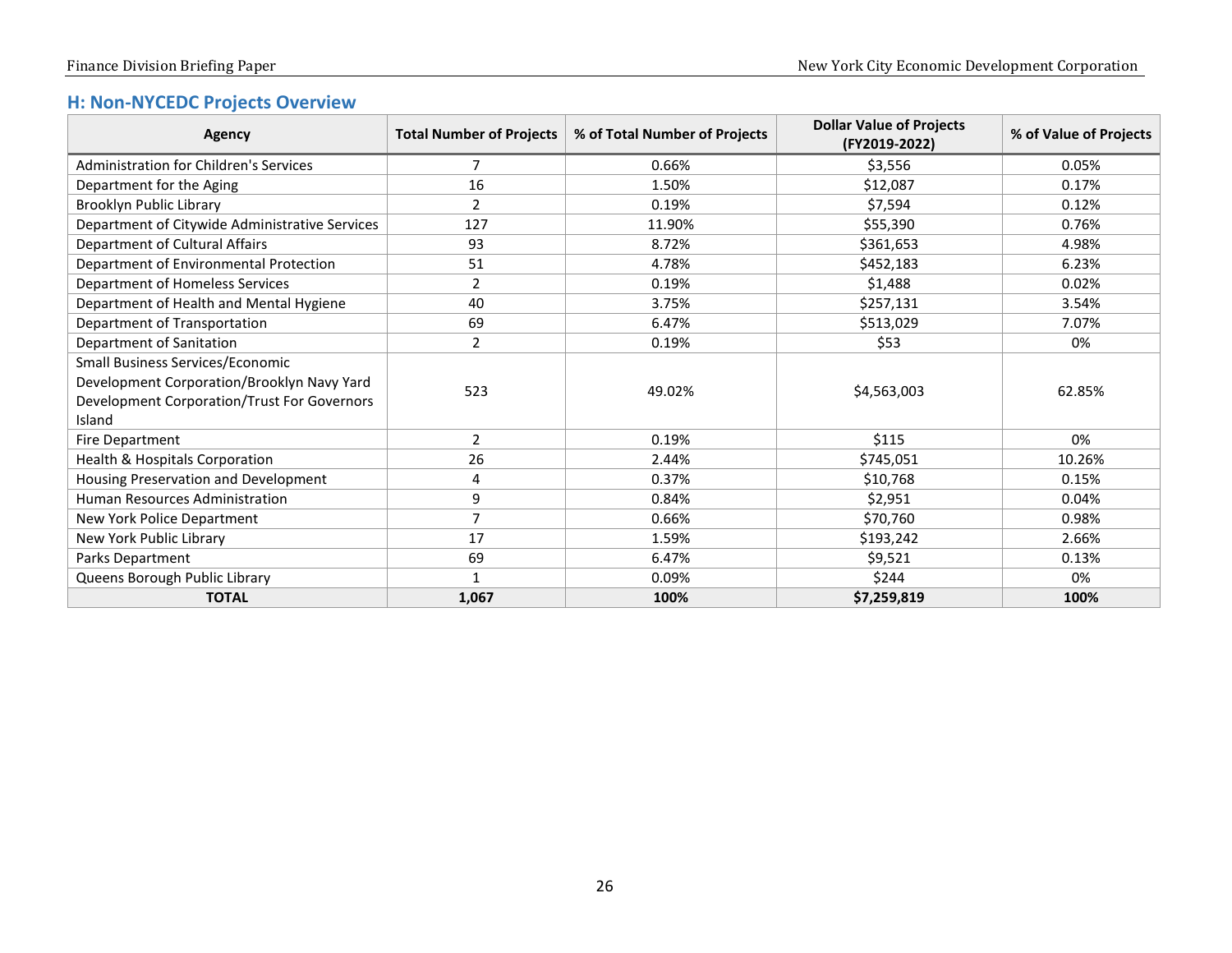## H: Non-NYCEDC Projects Overview

| Agency | Total Number of Projects | % of Total Number of Projects | Dollar Value of Projects (FY2019-2022) | % of Value of Projects |
|---|---|---|---|---|
| Administration for Children's Services | 7 | 0.66% | $3,556 | 0.05% |
| Department for the Aging | 16 | 1.50% | $12,087 | 0.17% |
| Brooklyn Public Library | 2 | 0.19% | $7,594 | 0.12% |
| Department of Citywide Administrative Services | 127 | 11.90% | $55,390 | 0.76% |
| Department of Cultural Affairs | 93 | 8.72% | $361,653 | 4.98% |
| Department of Environmental Protection | 51 | 4.78% | $452,183 | 6.23% |
| Department of Homeless Services | 2 | 0.19% | $1,488 | 0.02% |
| Department of Health and Mental Hygiene | 40 | 3.75% | $257,131 | 3.54% |
| Department of Transportation | 69 | 6.47% | $513,029 | 7.07% |
| Department of Sanitation | 2 | 0.19% | $53 | 0% |
| Small Business Services/Economic Development Corporation/Brooklyn Navy Yard Development Corporation/Trust For Governors Island | 523 | 49.02% | $4,563,003 | 62.85% |
| Fire Department | 2 | 0.19% | $115 | 0% |
| Health & Hospitals Corporation | 26 | 2.44% | $745,051 | 10.26% |
| Housing Preservation and Development | 4 | 0.37% | $10,768 | 0.15% |
| Human Resources Administration | 9 | 0.84% | $2,951 | 0.04% |
| New York Police Department | 7 | 0.66% | $70,760 | 0.98% |
| New York Public Library | 17 | 1.59% | $193,242 | 2.66% |
| Parks Department | 69 | 6.47% | $9,521 | 0.13% |
| Queens Borough Public Library | 1 | 0.09% | $244 | 0% |
| **TOTAL** | **1,067** | **100%** | **$7,259,819** | **100%** |